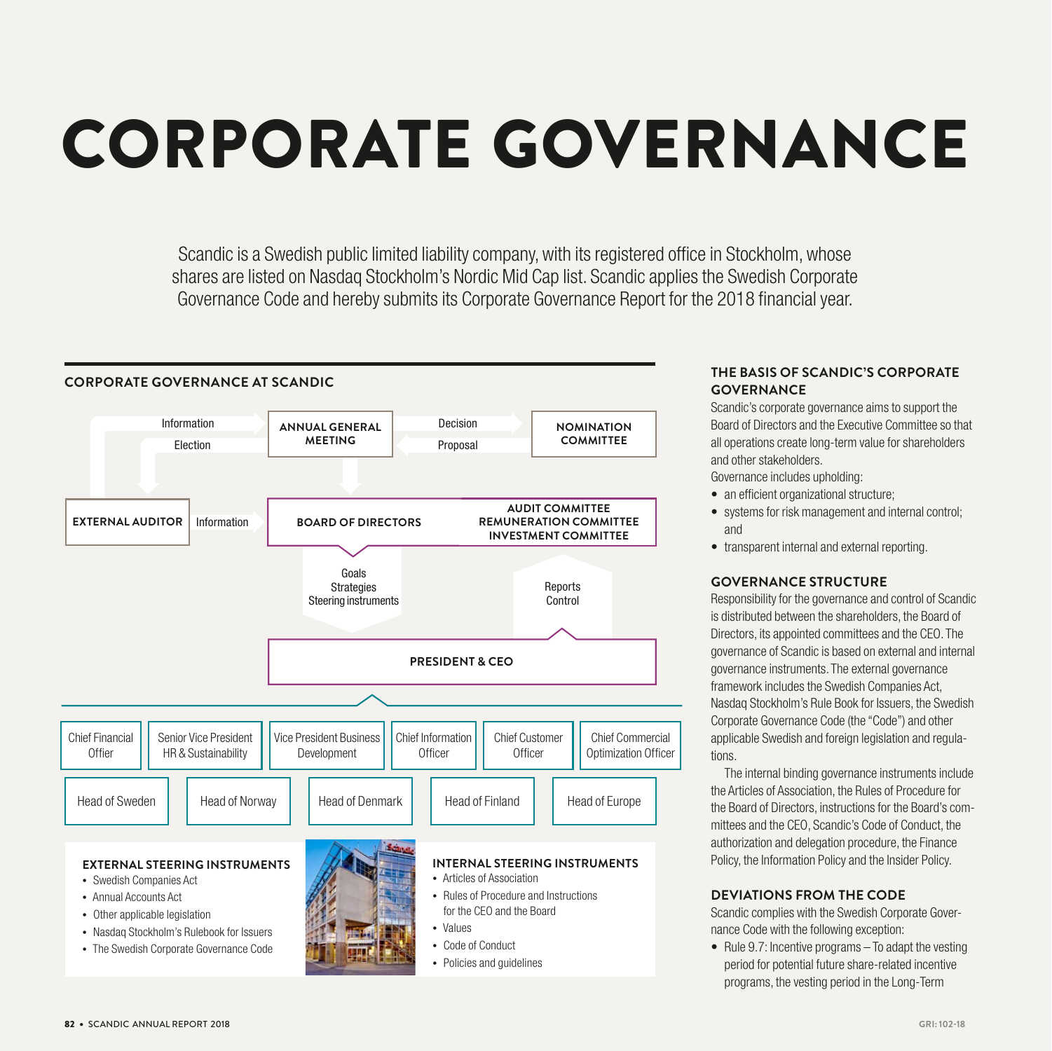# CORPORATE GOVERNANCE

Scandic is a Swedish public limited liability company, with its registered office in Stockholm, whose shares are listed on Nasdaq Stockholm's Nordic Mid Cap list. Scandic applies the Swedish Corporate Governance Code and hereby submits its Corporate Governance Report for the 2018 financial year.

## CORPORATE GOVERNANCE AT SCANDIC

ANNUAL GENERAL MEETING

NOMINATION COMMITTEE

Decision

Proposal

Information

Election

EXTERNAL AUDITOR

Information

BOARD OF DIRECTORS

AUDIT COMMITTEE
REMUNERATION COMMITTEE
INVESTMENT COMMITTEE

Goals
Strategies
Steering instruments

Reports
Control

PRESIDENT & CEO

Chief Financial Officer | Senior Vice President HR & Sustainability | Vice President Business Development | Chief Information Officer | Chief Customer Officer | Chief Commercial Optimization Officer

Head of Sweden | Head of Norway | Head of Denmark | Head of Finland | Head of Europe

### EXTERNAL STEERING INSTRUMENTS

- Swedish Companies Act
- Annual Accounts Act
- Other applicable legislation
- Nasdaq Stockholm's Rulebook for Issuers
- The Swedish Corporate Governance Code

### INTERNAL STEERING INSTRUMENTS

- Articles of Association
- Rules of Procedure and Instructions for the CEO and the Board
- Values
- Code of Conduct
- Policies and guidelines

## THE BASIS OF SCANDIC'S CORPORATE GOVERNANCE

Scandic's corporate governance aims to support the Board of Directors and the Executive Committee so that all operations create long-term value for shareholders and other stakeholders.

Governance includes upholding:

- an efficient organizational structure;
- systems for risk management and internal control; and
- transparent internal and external reporting.

## GOVERNANCE STRUCTURE

Responsibility for the governance and control of Scandic is distributed between the shareholders, the Board of Directors, its appointed committees and the CEO. The governance of Scandic is based on external and internal governance instruments. The external governance framework includes the Swedish Companies Act, Nasdaq Stockholm's Rule Book for Issuers, the Swedish Corporate Governance Code (the "Code") and other applicable Swedish and foreign legislation and regulations.

The internal binding governance instruments include the Articles of Association, the Rules of Procedure for the Board of Directors, instructions for the Board's committees and the CEO, Scandic's Code of Conduct, the authorization and delegation procedure, the Finance Policy, the Information Policy and the Insider Policy.

## DEVIATIONS FROM THE CODE

Scandic complies with the Swedish Corporate Governance Code with the following exception:

- Rule 9.7: Incentive programs – To adapt the vesting period for potential future share-related incentive programs, the vesting period in the Long-Term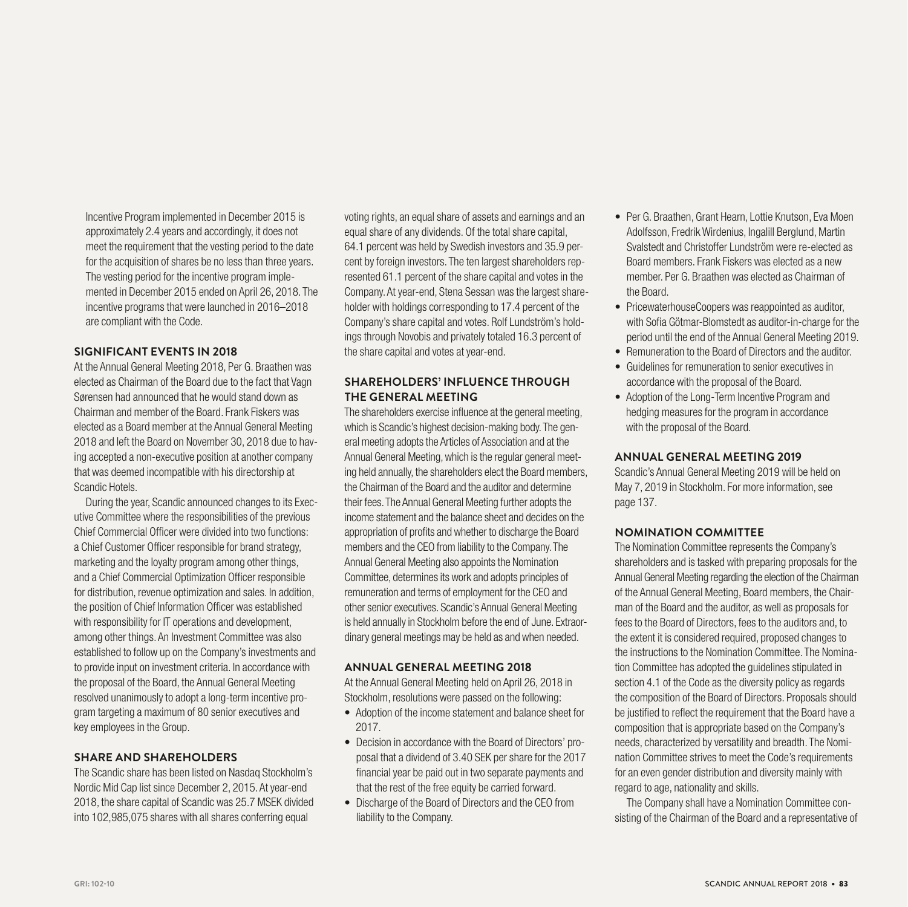Incentive Program implemented in December 2015 is approximately 2.4 years and accordingly, it does not meet the requirement that the vesting period to the date for the acquisition of shares be no less than three years. The vesting period for the incentive program implemented in December 2015 ended on April 26, 2018. The incentive programs that were launched in 2016–2018 are compliant with the Code.

## SIGNIFICANT EVENTS IN 2018

At the Annual General Meeting 2018, Per G. Braathen was elected as Chairman of the Board due to the fact that Vagn Sørensen had announced that he would stand down as Chairman and member of the Board. Frank Fiskers was elected as a Board member at the Annual General Meeting 2018 and left the Board on November 30, 2018 due to having accepted a non-executive position at another company that was deemed incompatible with his directorship at Scandic Hotels.

During the year, Scandic announced changes to its Executive Committee where the responsibilities of the previous Chief Commercial Officer were divided into two functions: a Chief Customer Officer responsible for brand strategy, marketing and the loyalty program among other things, and a Chief Commercial Optimization Officer responsible for distribution, revenue optimization and sales. In addition, the position of Chief Information Officer was established with responsibility for IT operations and development, among other things. An Investment Committee was also established to follow up on the Company's investments and to provide input on investment criteria. In accordance with the proposal of the Board, the Annual General Meeting resolved unanimously to adopt a long-term incentive program targeting a maximum of 80 senior executives and key employees in the Group.

## SHARE AND SHAREHOLDERS

The Scandic share has been listed on Nasdaq Stockholm's Nordic Mid Cap list since December 2, 2015. At year-end 2018, the share capital of Scandic was 25.7 MSEK divided into 102,985,075 shares with all shares conferring equal voting rights, an equal share of assets and earnings and an equal share of any dividends. Of the total share capital, 64.1 percent was held by Swedish investors and 35.9 percent by foreign investors. The ten largest shareholders represented 61.1 percent of the share capital and votes in the Company. At year-end, Stena Sessan was the largest shareholder with holdings corresponding to 17.4 percent of the Company's share capital and votes. Rolf Lundström's holdings through Novobis and privately totaled 16.3 percent of the share capital and votes at year-end.

## SHAREHOLDERS' INFLUENCE THROUGH THE GENERAL MEETING

The shareholders exercise influence at the general meeting, which is Scandic's highest decision-making body. The general meeting adopts the Articles of Association and at the Annual General Meeting, which is the regular general meeting held annually, the shareholders elect the Board members, the Chairman of the Board and the auditor and determine their fees. The Annual General Meeting further adopts the income statement and the balance sheet and decides on the appropriation of profits and whether to discharge the Board members and the CEO from liability to the Company. The Annual General Meeting also appoints the Nomination Committee, determines its work and adopts principles of remuneration and terms of employment for the CEO and other senior executives. Scandic's Annual General Meeting is held annually in Stockholm before the end of June. Extraordinary general meetings may be held as and when needed.

## ANNUAL GENERAL MEETING 2018

At the Annual General Meeting held on April 26, 2018 in Stockholm, resolutions were passed on the following:

- Adoption of the income statement and balance sheet for 2017.
- Decision in accordance with the Board of Directors' proposal that a dividend of 3.40 SEK per share for the 2017 financial year be paid out in two separate payments and that the rest of the free equity be carried forward.
- Discharge of the Board of Directors and the CEO from liability to the Company.
- Per G. Braathen, Grant Hearn, Lottie Knutson, Eva Moen Adolfsson, Fredrik Wirdenius, Ingalill Berglund, Martin Svalstedt and Christoffer Lundström were re-elected as Board members. Frank Fiskers was elected as a new member. Per G. Braathen was elected as Chairman of the Board.
- PricewaterhouseCoopers was reappointed as auditor, with Sofia Götmar-Blomstedt as auditor-in-charge for the period until the end of the Annual General Meeting 2019.
- Remuneration to the Board of Directors and the auditor.
- Guidelines for remuneration to senior executives in accordance with the proposal of the Board.
- Adoption of the Long-Term Incentive Program and hedging measures for the program in accordance with the proposal of the Board.

## ANNUAL GENERAL MEETING 2019

Scandic's Annual General Meeting 2019 will be held on May 7, 2019 in Stockholm. For more information, see page 137.

## NOMINATION COMMITTEE

The Nomination Committee represents the Company's shareholders and is tasked with preparing proposals for the Annual General Meeting regarding the election of the Chairman of the Annual General Meeting, Board members, the Chairman of the Board and the auditor, as well as proposals for fees to the Board of Directors, fees to the auditors and, to the extent it is considered required, proposed changes to the instructions to the Nomination Committee. The Nomination Committee has adopted the guidelines stipulated in section 4.1 of the Code as the diversity policy as regards the composition of the Board of Directors. Proposals should be justified to reflect the requirement that the Board have a composition that is appropriate based on the Company's needs, characterized by versatility and breadth. The Nomination Committee strives to meet the Code's requirements for an even gender distribution and diversity mainly with regard to age, nationality and skills.

The Company shall have a Nomination Committee consisting of the Chairman of the Board and a representative of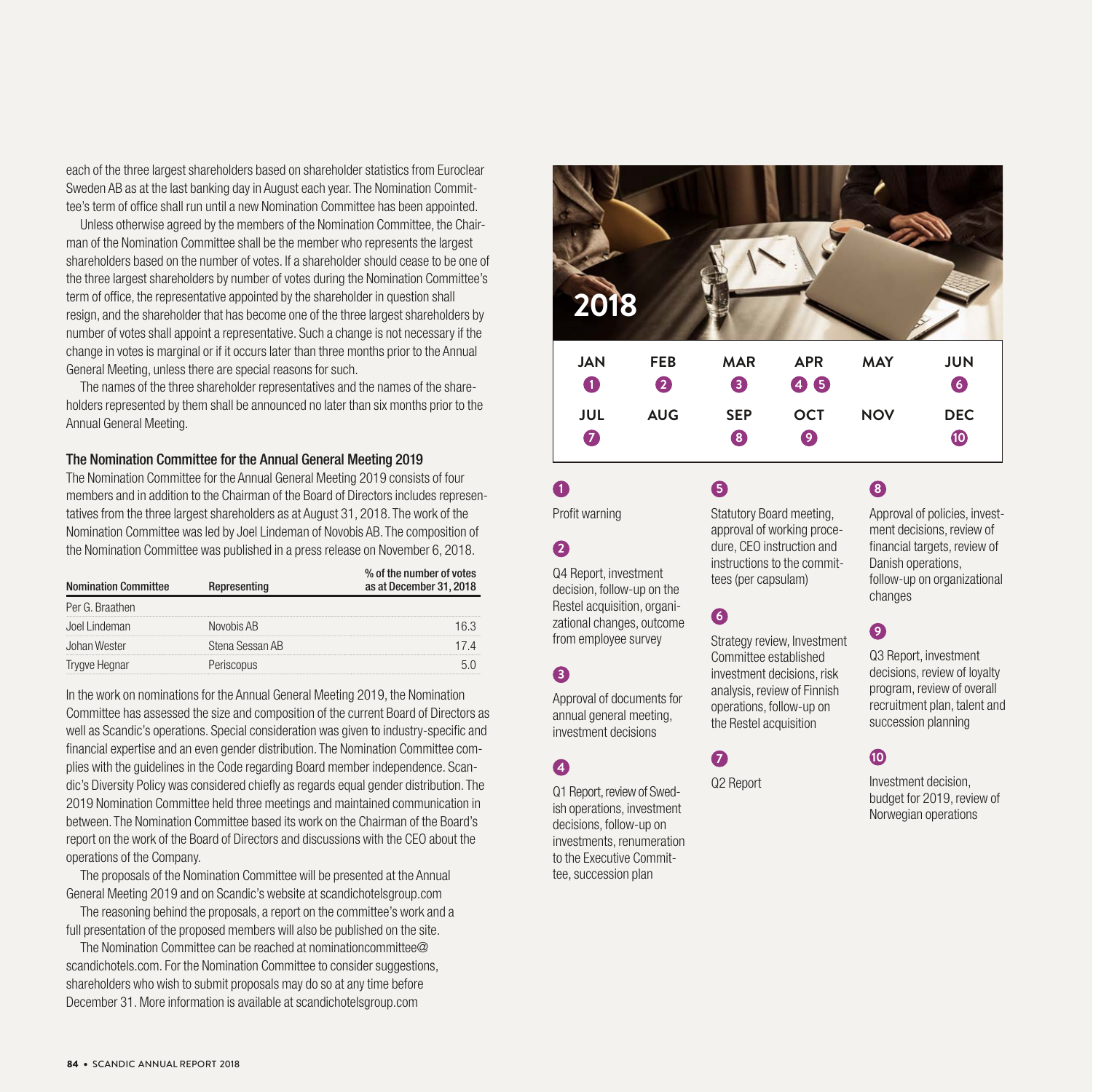each of the three largest shareholders based on shareholder statistics from Euroclear Sweden AB as at the last banking day in August each year. The Nomination Committee's term of office shall run until a new Nomination Committee has been appointed.

Unless otherwise agreed by the members of the Nomination Committee, the Chairman of the Nomination Committee shall be the member who represents the largest shareholders based on the number of votes. If a shareholder should cease to be one of the three largest shareholders by number of votes during the Nomination Committee's term of office, the representative appointed by the shareholder in question shall resign, and the shareholder that has become one of the three largest shareholders by number of votes shall appoint a representative. Such a change is not necessary if the change in votes is marginal or if it occurs later than three months prior to the Annual General Meeting, unless there are special reasons for such.

The names of the three shareholder representatives and the names of the shareholders represented by them shall be announced no later than six months prior to the Annual General Meeting.

### The Nomination Committee for the Annual General Meeting 2019

The Nomination Committee for the Annual General Meeting 2019 consists of four members and in addition to the Chairman of the Board of Directors includes representatives from the three largest shareholders as at August 31, 2018. The work of the Nomination Committee was led by Joel Lindeman of Novobis AB. The composition of the Nomination Committee was published in a press release on November 6, 2018.

| Nomination Committee | Representing | % of the number of votes as at December 31, 2018 |
|---|---|---|
| Per G. Braathen | | |
| Joel Lindeman | Novobis AB | 16.3 |
| Johan Wester | Stena Sessan AB | 17.4 |
| Trygve Hegnar | Periscopus | 5.0 |

In the work on nominations for the Annual General Meeting 2019, the Nomination Committee has assessed the size and composition of the current Board of Directors as well as Scandic's operations. Special consideration was given to industry-specific and financial expertise and an even gender distribution. The Nomination Committee complies with the guidelines in the Code regarding Board member independence. Scandic's Diversity Policy was considered chiefly as regards equal gender distribution. The 2019 Nomination Committee held three meetings and maintained communication in between. The Nomination Committee based its work on the Chairman of the Board's report on the work of the Board of Directors and discussions with the CEO about the operations of the Company.

The proposals of the Nomination Committee will be presented at the Annual General Meeting 2019 and on Scandic's website at scandichotelsgroup.com

The reasoning behind the proposals, a report on the committee's work and a full presentation of the proposed members will also be published on the site.

The Nomination Committee can be reached at nominationcommittee@scandichotels.com. For the Nomination Committee to consider suggestions, shareholders who wish to submit proposals may do so at any time before December 31. More information is available at scandichotelsgroup.com

## 2018

| JAN | FEB | MAR | APR | MAY | JUN |
|---|---|---|---|---|---|
| 1 | 2 | 3 | 4 5 | | 6 |
| **JUL** | **AUG** | **SEP** | **OCT** | **NOV** | **DEC** |
| 7 | | 8 | 9 | | 10 |

**1**

Profit warning

**2**

Q4 Report, investment decision, follow-up on the Restel acquisition, organizational changes, outcome from employee survey

**3**

Approval of documents for annual general meeting, investment decisions

**4**

Q1 Report, review of Swedish operations, investment decisions, follow-up on investments, renumeration to the Executive Committee, succession plan

**5**

Statutory Board meeting, approval of working procedure, CEO instruction and instructions to the committees (per capsulam)

**6**

Strategy review, Investment Committee established investment decisions, risk analysis, review of Finnish operations, follow-up on the Restel acquisition

**7**

Q2 Report

**8**

Approval of policies, investment decisions, review of financial targets, review of Danish operations, follow-up on organizational changes

**9**

Q3 Report, investment decisions, review of loyalty program, review of overall recruitment plan, talent and succession planning

**10**

Investment decision, budget for 2019, review of Norwegian operations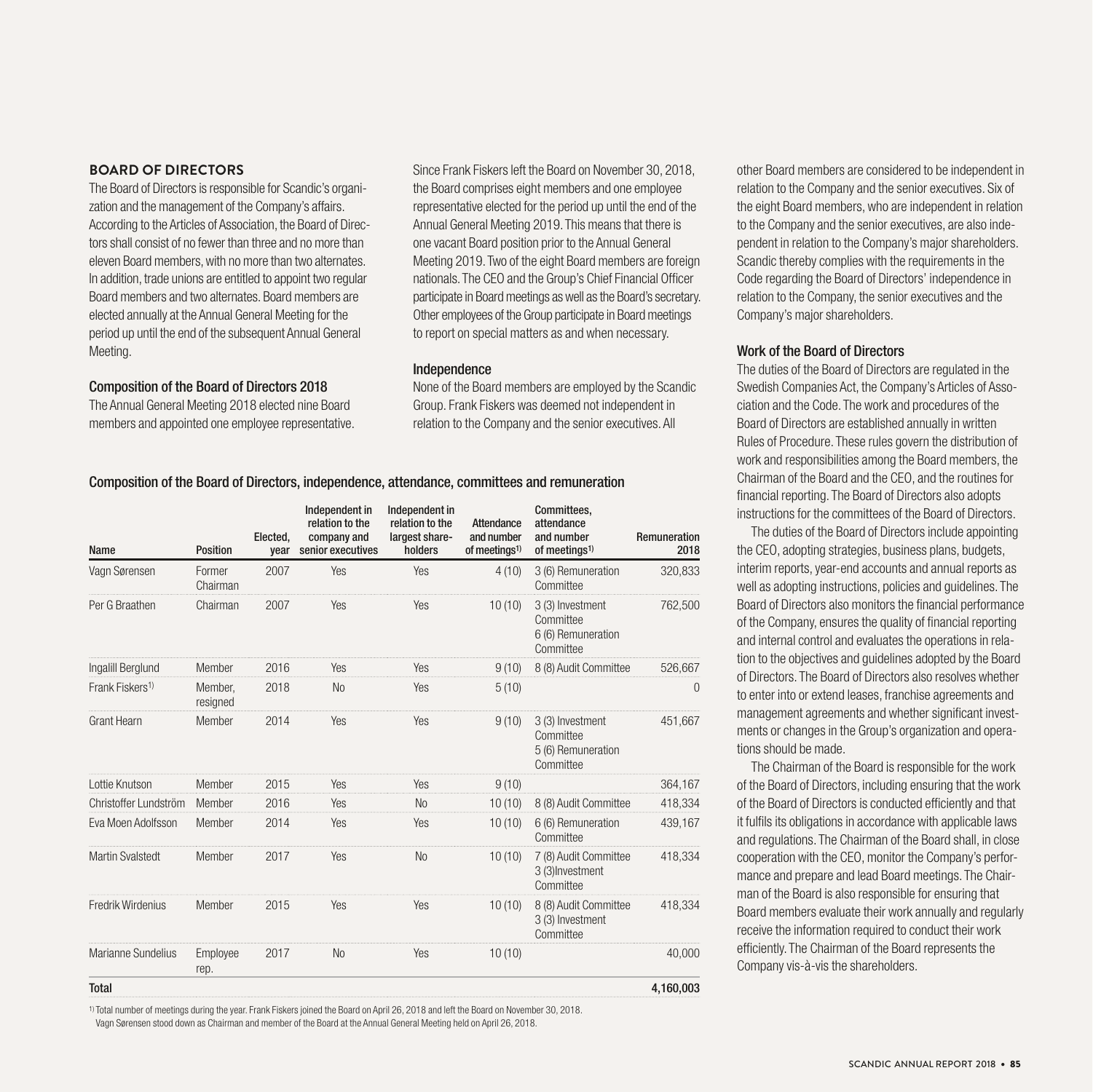## BOARD OF DIRECTORS

The Board of Directors is responsible for Scandic's organization and the management of the Company's affairs. According to the Articles of Association, the Board of Directors shall consist of no fewer than three and no more than eleven Board members, with no more than two alternates. In addition, trade unions are entitled to appoint two regular Board members and two alternates. Board members are elected annually at the Annual General Meeting for the period up until the end of the subsequent Annual General Meeting.

### Composition of the Board of Directors 2018

The Annual General Meeting 2018 elected nine Board members and appointed one employee representative. Since Frank Fiskers left the Board on November 30, 2018, the Board comprises eight members and one employee representative elected for the period up until the end of the Annual General Meeting 2019. This means that there is one vacant Board position prior to the Annual General Meeting 2019. Two of the eight Board members are foreign nationals. The CEO and the Group's Chief Financial Officer participate in Board meetings as well as the Board's secretary. Other employees of the Group participate in Board meetings to report on special matters as and when necessary.

### Independence

None of the Board members are employed by the Scandic Group. Frank Fiskers was deemed not independent in relation to the Company and the senior executives. All other Board members are considered to be independent in relation to the Company and the senior executives. Six of the eight Board members, who are independent in relation to the Company and the senior executives, are also independent in relation to the Company's major shareholders. Scandic thereby complies with the requirements in the Code regarding the Board of Directors' independence in relation to the Company, the senior executives and the Company's major shareholders.

### Composition of the Board of Directors, independence, attendance, committees and remuneration

| Name | Position | Elected, year | Independent in relation to the company and senior executives | Independent in relation to the largest shareholders | Attendance and number of meetings[1] | Committees, attendance and number of meetings[1] | Remuneration 2018 |
|---|---|---|---|---|---|---|---|
| Vagn Sørensen | Former Chairman | 2007 | Yes | Yes | 4 (10) | 3 (6) Remuneration Committee | 320,833 |
| Per G Braathen | Chairman | 2007 | Yes | Yes | 10 (10) | 3 (3) Investment Committee<br>6 (6) Remuneration Committee | 762,500 |
| Ingalill Berglund | Member | 2016 | Yes | Yes | 9 (10) | 8 (8) Audit Committee | 526,667 |
| Frank Fiskers[1] | Member, resigned | 2018 | No | Yes | 5 (10) | | 0 |
| Grant Hearn | Member | 2014 | Yes | Yes | 9 (10) | 3 (3) Investment Committee<br>5 (6) Remuneration Committee | 451,667 |
| Lottie Knutson | Member | 2015 | Yes | Yes | 9 (10) | | 364,167 |
| Christoffer Lundström | Member | 2016 | Yes | No | 10 (10) | 8 (8) Audit Committee | 418,334 |
| Eva Moen Adolfsson | Member | 2014 | Yes | Yes | 10 (10) | 6 (6) Remuneration Committee | 439,167 |
| Martin Svalstedt | Member | 2017 | Yes | No | 10 (10) | 7 (8) Audit Committee<br>3 (3)Investment Committee | 418,334 |
| Fredrik Wirdenius | Member | 2015 | Yes | Yes | 10 (10) | 8 (8) Audit Committee<br>3 (3) Investment Committee | 418,334 |
| Marianne Sundelius | Employee rep. | 2017 | No | Yes | 10 (10) | | 40,000 |
| **Total** | | | | | | | **4,160,003** |

[1] Total number of meetings during the year. Frank Fiskers joined the Board on April 26, 2018 and left the Board on November 30, 2018.
Vagn Sørensen stood down as Chairman and member of the Board at the Annual General Meeting held on April 26, 2018.

### Work of the Board of Directors

The duties of the Board of Directors are regulated in the Swedish Companies Act, the Company's Articles of Association and the Code. The work and procedures of the Board of Directors are established annually in written Rules of Procedure. These rules govern the distribution of work and responsibilities among the Board members, the Chairman of the Board and the CEO, and the routines for financial reporting. The Board of Directors also adopts instructions for the committees of the Board of Directors.

The duties of the Board of Directors include appointing the CEO, adopting strategies, business plans, budgets, interim reports, year-end accounts and annual reports as well as adopting instructions, policies and guidelines. The Board of Directors also monitors the financial performance of the Company, ensures the quality of financial reporting and internal control and evaluates the operations in relation to the objectives and guidelines adopted by the Board of Directors. The Board of Directors also resolves whether to enter into or extend leases, franchise agreements and management agreements and whether significant investments or changes in the Group's organization and operations should be made.

The Chairman of the Board is responsible for the work of the Board of Directors, including ensuring that the work of the Board of Directors is conducted efficiently and that it fulfils its obligations in accordance with applicable laws and regulations. The Chairman of the Board shall, in close cooperation with the CEO, monitor the Company's performance and prepare and lead Board meetings. The Chairman of the Board is also responsible for ensuring that Board members evaluate their work annually and regularly receive the information required to conduct their work efficiently. The Chairman of the Board represents the Company vis-à-vis the shareholders.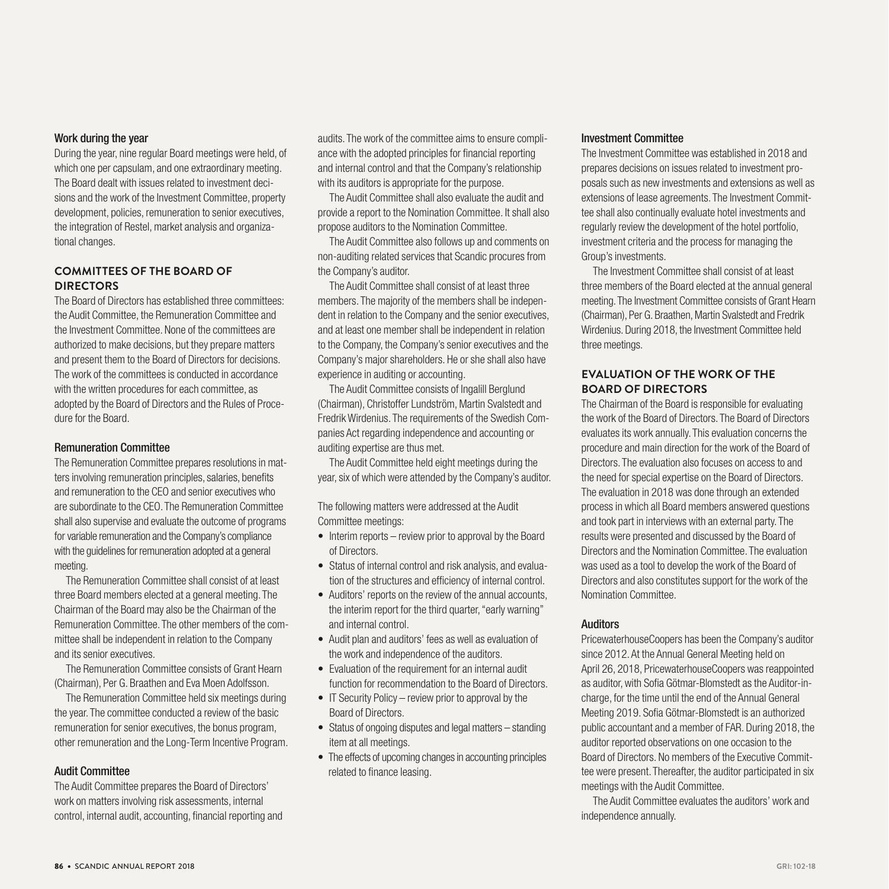#### Work during the year

During the year, nine regular Board meetings were held, of which one per capsulam, and one extraordinary meeting. The Board dealt with issues related to investment decisions and the work of the Investment Committee, property development, policies, remuneration to senior executives, the integration of Restel, market analysis and organizational changes.

### COMMITTEES OF THE BOARD OF DIRECTORS

The Board of Directors has established three committees: the Audit Committee, the Remuneration Committee and the Investment Committee. None of the committees are authorized to make decisions, but they prepare matters and present them to the Board of Directors for decisions. The work of the committees is conducted in accordance with the written procedures for each committee, as adopted by the Board of Directors and the Rules of Procedure for the Board.

#### Remuneration Committee

The Remuneration Committee prepares resolutions in matters involving remuneration principles, salaries, benefits and remuneration to the CEO and senior executives who are subordinate to the CEO. The Remuneration Committee shall also supervise and evaluate the outcome of programs for variable remuneration and the Company's compliance with the guidelines for remuneration adopted at a general meeting.

The Remuneration Committee shall consist of at least three Board members elected at a general meeting. The Chairman of the Board may also be the Chairman of the Remuneration Committee. The other members of the committee shall be independent in relation to the Company and its senior executives.

The Remuneration Committee consists of Grant Hearn (Chairman), Per G. Braathen and Eva Moen Adolfsson.

The Remuneration Committee held six meetings during the year. The committee conducted a review of the basic remuneration for senior executives, the bonus program, other remuneration and the Long-Term Incentive Program.

#### Audit Committee

The Audit Committee prepares the Board of Directors' work on matters involving risk assessments, internal control, internal audit, accounting, financial reporting and audits. The work of the committee aims to ensure compliance with the adopted principles for financial reporting and internal control and that the Company's relationship with its auditors is appropriate for the purpose.

The Audit Committee shall also evaluate the audit and provide a report to the Nomination Committee. It shall also propose auditors to the Nomination Committee.

The Audit Committee also follows up and comments on non-auditing related services that Scandic procures from the Company's auditor.

The Audit Committee shall consist of at least three members. The majority of the members shall be independent in relation to the Company and the senior executives, and at least one member shall be independent in relation to the Company, the Company's senior executives and the Company's major shareholders. He or she shall also have experience in auditing or accounting.

The Audit Committee consists of Ingalill Berglund (Chairman), Christoffer Lundström, Martin Svalstedt and Fredrik Wirdenius. The requirements of the Swedish Companies Act regarding independence and accounting or auditing expertise are thus met.

The Audit Committee held eight meetings during the year, six of which were attended by the Company's auditor.

The following matters were addressed at the Audit Committee meetings:

- Interim reports – review prior to approval by the Board of Directors.
- Status of internal control and risk analysis, and evaluation of the structures and efficiency of internal control.
- Auditors' reports on the review of the annual accounts, the interim report for the third quarter, "early warning" and internal control.
- Audit plan and auditors' fees as well as evaluation of the work and independence of the auditors.
- Evaluation of the requirement for an internal audit function for recommendation to the Board of Directors.
- IT Security Policy – review prior to approval by the Board of Directors.
- Status of ongoing disputes and legal matters – standing item at all meetings.
- The effects of upcoming changes in accounting principles related to finance leasing.

#### Investment Committee

The Investment Committee was established in 2018 and prepares decisions on issues related to investment proposals such as new investments and extensions as well as extensions of lease agreements. The Investment Committee shall also continually evaluate hotel investments and regularly review the development of the hotel portfolio, investment criteria and the process for managing the Group's investments.

The Investment Committee shall consist of at least three members of the Board elected at the annual general meeting. The Investment Committee consists of Grant Hearn (Chairman), Per G. Braathen, Martin Svalstedt and Fredrik Wirdenius. During 2018, the Investment Committee held three meetings.

### EVALUATION OF THE WORK OF THE BOARD OF DIRECTORS

The Chairman of the Board is responsible for evaluating the work of the Board of Directors. The Board of Directors evaluates its work annually. This evaluation concerns the procedure and main direction for the work of the Board of Directors. The evaluation also focuses on access to and the need for special expertise on the Board of Directors. The evaluation in 2018 was done through an extended process in which all Board members answered questions and took part in interviews with an external party. The results were presented and discussed by the Board of Directors and the Nomination Committee. The evaluation was used as a tool to develop the work of the Board of Directors and also constitutes support for the work of the Nomination Committee.

#### Auditors

PricewaterhouseCoopers has been the Company's auditor since 2012. At the Annual General Meeting held on April 26, 2018, PricewaterhouseCoopers was reappointed as auditor, with Sofia Götmar-Blomstedt as the Auditor-in-charge, for the time until the end of the Annual General Meeting 2019. Sofia Götmar-Blomstedt is an authorized public accountant and a member of FAR. During 2018, the auditor reported observations on one occasion to the Board of Directors. No members of the Executive Committee were present. Thereafter, the auditor participated in six meetings with the Audit Committee.

The Audit Committee evaluates the auditors' work and independence annually.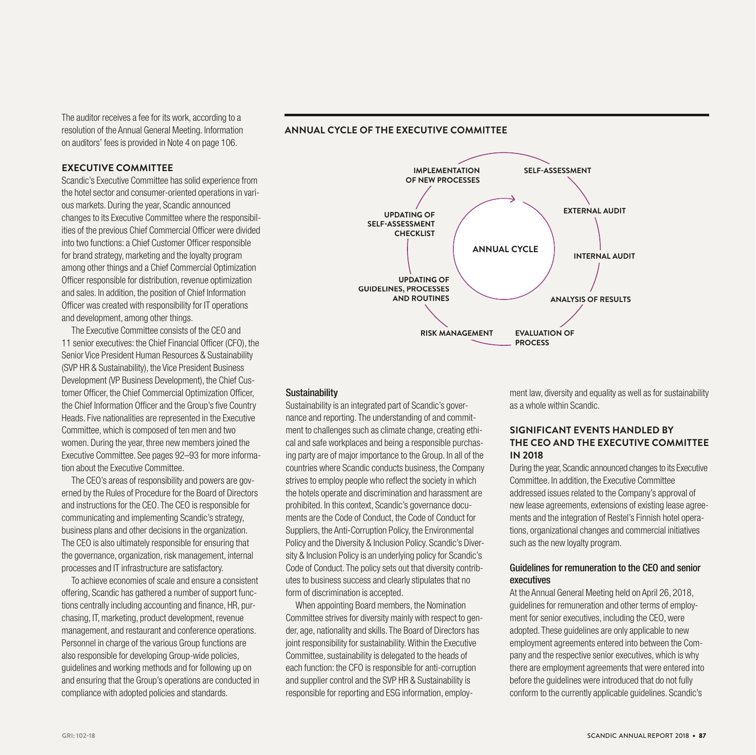The auditor receives a fee for its work, according to a resolution of the Annual General Meeting. Information on auditors' fees is provided in Note 4 on page 106.

## EXECUTIVE COMMITTEE

Scandic's Executive Committee has solid experience from the hotel sector and consumer-oriented operations in various markets. During the year, Scandic announced changes to its Executive Committee where the responsibilities of the previous Chief Commercial Officer were divided into two functions: a Chief Customer Officer responsible for brand strategy, marketing and the loyalty program among other things and a Chief Commercial Optimization Officer responsible for distribution, revenue optimization and sales. In addition, the position of Chief Information Officer was created with responsibility for IT operations and development, among other things.

The Executive Committee consists of the CEO and 11 senior executives: the Chief Financial Officer (CFO), the Senior Vice President Human Resources & Sustainability (SVP HR & Sustainability), the Vice President Business Development (VP Business Development), the Chief Customer Officer, the Chief Commercial Optimization Officer, the Chief Information Officer and the Group's five Country Heads. Five nationalities are represented in the Executive Committee, which is composed of ten men and two women. During the year, three new members joined the Executive Committee. See pages 92–93 for more information about the Executive Committee.

The CEO's areas of responsibility and powers are governed by the Rules of Procedure for the Board of Directors and instructions for the CEO. The CEO is responsible for communicating and implementing Scandic's strategy, business plans and other decisions in the organization. The CEO is also ultimately responsible for ensuring that the governance, organization, risk management, internal processes and IT infrastructure are satisfactory.

To achieve economies of scale and ensure a consistent offering, Scandic has gathered a number of support functions centrally including accounting and finance, HR, purchasing, IT, marketing, product development, revenue management, and restaurant and conference operations. Personnel in charge of the various Group functions are also responsible for developing Group-wide policies, guidelines and working methods and for following up on and ensuring that the Group's operations are conducted in compliance with adopted policies and standards.

## ANNUAL CYCLE OF THE EXECUTIVE COMMITTEE

ANNUAL CYCLE

- SELF-ASSESSMENT
- EXTERNAL AUDIT
- INTERNAL AUDIT
- ANALYSIS OF RESULTS
- EVALUATION OF PROCESS
- RISK MANAGEMENT
- UPDATING OF GUIDELINES, PROCESSES AND ROUTINES
- UPDATING OF SELF-ASSESSMENT CHECKLIST
- IMPLEMENTATION OF NEW PROCESSES

### Sustainability

Sustainability is an integrated part of Scandic's governance and reporting. The understanding of and commitment to challenges such as climate change, creating ethical and safe workplaces and being a responsible purchasing party are of major importance to the Group. In all of the countries where Scandic conducts business, the Company strives to employ people who reflect the society in which the hotels operate and discrimination and harassment are prohibited. In this context, Scandic's governance documents are the Code of Conduct, the Code of Conduct for Suppliers, the Anti-Corruption Policy, the Environmental Policy and the Diversity & Inclusion Policy. Scandic's Diversity & Inclusion Policy is an underlying policy for Scandic's Code of Conduct. The policy sets out that diversity contributes to business success and clearly stipulates that no form of discrimination is accepted.

When appointing Board members, the Nomination Committee strives for diversity mainly with respect to gender, age, nationality and skills. The Board of Directors has joint responsibility for sustainability. Within the Executive Committee, sustainability is delegated to the heads of each function: the CFO is responsible for anti-corruption and supplier control and the SVP HR & Sustainability is responsible for reporting and ESG information, employment law, diversity and equality as well as for sustainability as a whole within Scandic.

## SIGNIFICANT EVENTS HANDLED BY THE CEO AND THE EXECUTIVE COMMITTEE IN 2018

During the year, Scandic announced changes to its Executive Committee. In addition, the Executive Committee addressed issues related to the Company's approval of new lease agreements, extensions of existing lease agreements and the integration of Restel's Finnish hotel operations, organizational changes and commercial initiatives such as the new loyalty program.

### Guidelines for remuneration to the CEO and senior executives

At the Annual General Meeting held on April 26, 2018, guidelines for remuneration and other terms of employment for senior executives, including the CEO, were adopted. These guidelines are only applicable to new employment agreements entered into between the Company and the respective senior executives, which is why there are employment agreements that were entered into before the guidelines were introduced that do not fully conform to the currently applicable guidelines. Scandic's

GRI: 102-18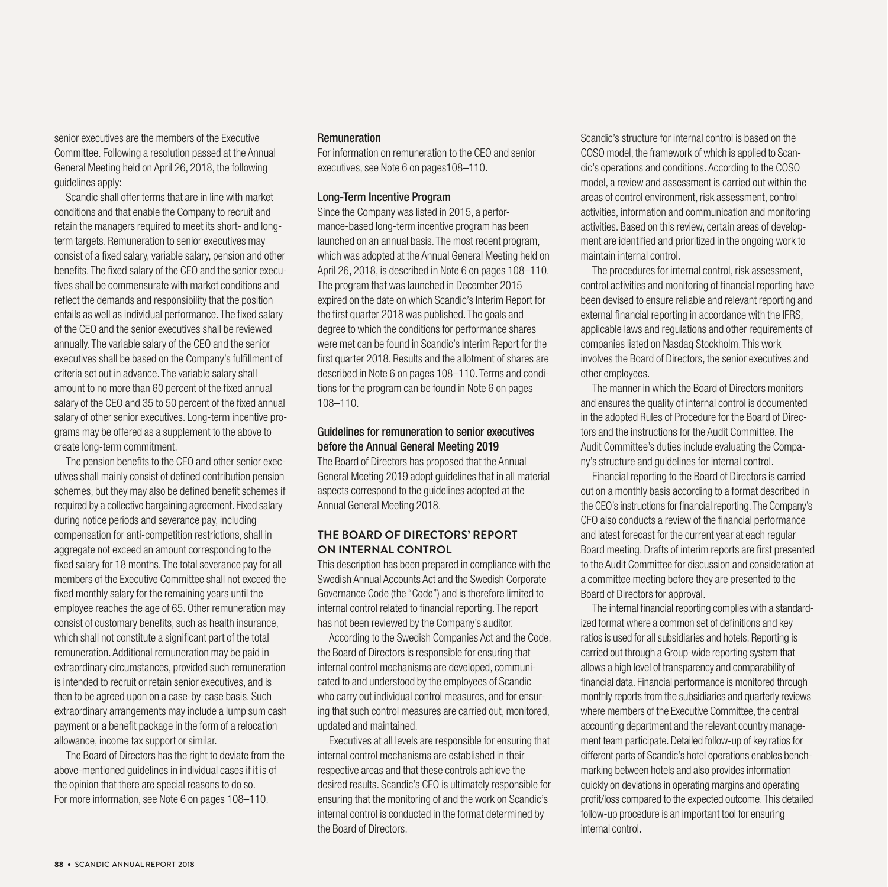senior executives are the members of the Executive Committee. Following a resolution passed at the Annual General Meeting held on April 26, 2018, the following guidelines apply:

Scandic shall offer terms that are in line with market conditions and that enable the Company to recruit and retain the managers required to meet its short- and long-term targets. Remuneration to senior executives may consist of a fixed salary, variable salary, pension and other benefits. The fixed salary of the CEO and the senior executives shall be commensurate with market conditions and reflect the demands and responsibility that the position entails as well as individual performance. The fixed salary of the CEO and the senior executives shall be reviewed annually. The variable salary of the CEO and the senior executives shall be based on the Company's fulfillment of criteria set out in advance. The variable salary shall amount to no more than 60 percent of the fixed annual salary of the CEO and 35 to 50 percent of the fixed annual salary of other senior executives. Long-term incentive programs may be offered as a supplement to the above to create long-term commitment.

The pension benefits to the CEO and other senior executives shall mainly consist of defined contribution pension schemes, but they may also be defined benefit schemes if required by a collective bargaining agreement. Fixed salary during notice periods and severance pay, including compensation for anti-competition restrictions, shall in aggregate not exceed an amount corresponding to the fixed salary for 18 months. The total severance pay for all members of the Executive Committee shall not exceed the fixed monthly salary for the remaining years until the employee reaches the age of 65. Other remuneration may consist of customary benefits, such as health insurance, which shall not constitute a significant part of the total remuneration. Additional remuneration may be paid in extraordinary circumstances, provided such remuneration is intended to recruit or retain senior executives, and is then to be agreed upon on a case-by-case basis. Such extraordinary arrangements may include a lump sum cash payment or a benefit package in the form of a relocation allowance, income tax support or similar.

The Board of Directors has the right to deviate from the above-mentioned guidelines in individual cases if it is of the opinion that there are special reasons to do so. For more information, see Note 6 on pages 108–110.

### Remuneration

For information on remuneration to the CEO and senior executives, see Note 6 on pages108–110.

### Long-Term Incentive Program

Since the Company was listed in 2015, a performance-based long-term incentive program has been launched on an annual basis. The most recent program, which was adopted at the Annual General Meeting held on April 26, 2018, is described in Note 6 on pages 108–110. The program that was launched in December 2015 expired on the date on which Scandic's Interim Report for the first quarter 2018 was published. The goals and degree to which the conditions for performance shares were met can be found in Scandic's Interim Report for the first quarter 2018. Results and the allotment of shares are described in Note 6 on pages 108–110. Terms and conditions for the program can be found in Note 6 on pages 108–110.

### Guidelines for remuneration to senior executives before the Annual General Meeting 2019

The Board of Directors has proposed that the Annual General Meeting 2019 adopt guidelines that in all material aspects correspond to the guidelines adopted at the Annual General Meeting 2018.

## THE BOARD OF DIRECTORS' REPORT ON INTERNAL CONTROL

This description has been prepared in compliance with the Swedish Annual Accounts Act and the Swedish Corporate Governance Code (the "Code") and is therefore limited to internal control related to financial reporting. The report has not been reviewed by the Company's auditor.

According to the Swedish Companies Act and the Code, the Board of Directors is responsible for ensuring that internal control mechanisms are developed, communicated to and understood by the employees of Scandic who carry out individual control measures, and for ensuring that such control measures are carried out, monitored, updated and maintained.

Executives at all levels are responsible for ensuring that internal control mechanisms are established in their respective areas and that these controls achieve the desired results. Scandic's CFO is ultimately responsible for ensuring that the monitoring of and the work on Scandic's internal control is conducted in the format determined by the Board of Directors.

Scandic's structure for internal control is based on the COSO model, the framework of which is applied to Scandic's operations and conditions. According to the COSO model, a review and assessment is carried out within the areas of control environment, risk assessment, control activities, information and communication and monitoring activities. Based on this review, certain areas of development are identified and prioritized in the ongoing work to maintain internal control.

The procedures for internal control, risk assessment, control activities and monitoring of financial reporting have been devised to ensure reliable and relevant reporting and external financial reporting in accordance with the IFRS, applicable laws and regulations and other requirements of companies listed on Nasdaq Stockholm. This work involves the Board of Directors, the senior executives and other employees.

The manner in which the Board of Directors monitors and ensures the quality of internal control is documented in the adopted Rules of Procedure for the Board of Directors and the instructions for the Audit Committee. The Audit Committee's duties include evaluating the Company's structure and guidelines for internal control.

Financial reporting to the Board of Directors is carried out on a monthly basis according to a format described in the CEO's instructions for financial reporting. The Company's CFO also conducts a review of the financial performance and latest forecast for the current year at each regular Board meeting. Drafts of interim reports are first presented to the Audit Committee for discussion and consideration at a committee meeting before they are presented to the Board of Directors for approval.

The internal financial reporting complies with a standardized format where a common set of definitions and key ratios is used for all subsidiaries and hotels. Reporting is carried out through a Group-wide reporting system that allows a high level of transparency and comparability of financial data. Financial performance is monitored through monthly reports from the subsidiaries and quarterly reviews where members of the Executive Committee, the central accounting department and the relevant country management team participate. Detailed follow-up of key ratios for different parts of Scandic's hotel operations enables benchmarking between hotels and also provides information quickly on deviations in operating margins and operating profit/loss compared to the expected outcome. This detailed follow-up procedure is an important tool for ensuring internal control.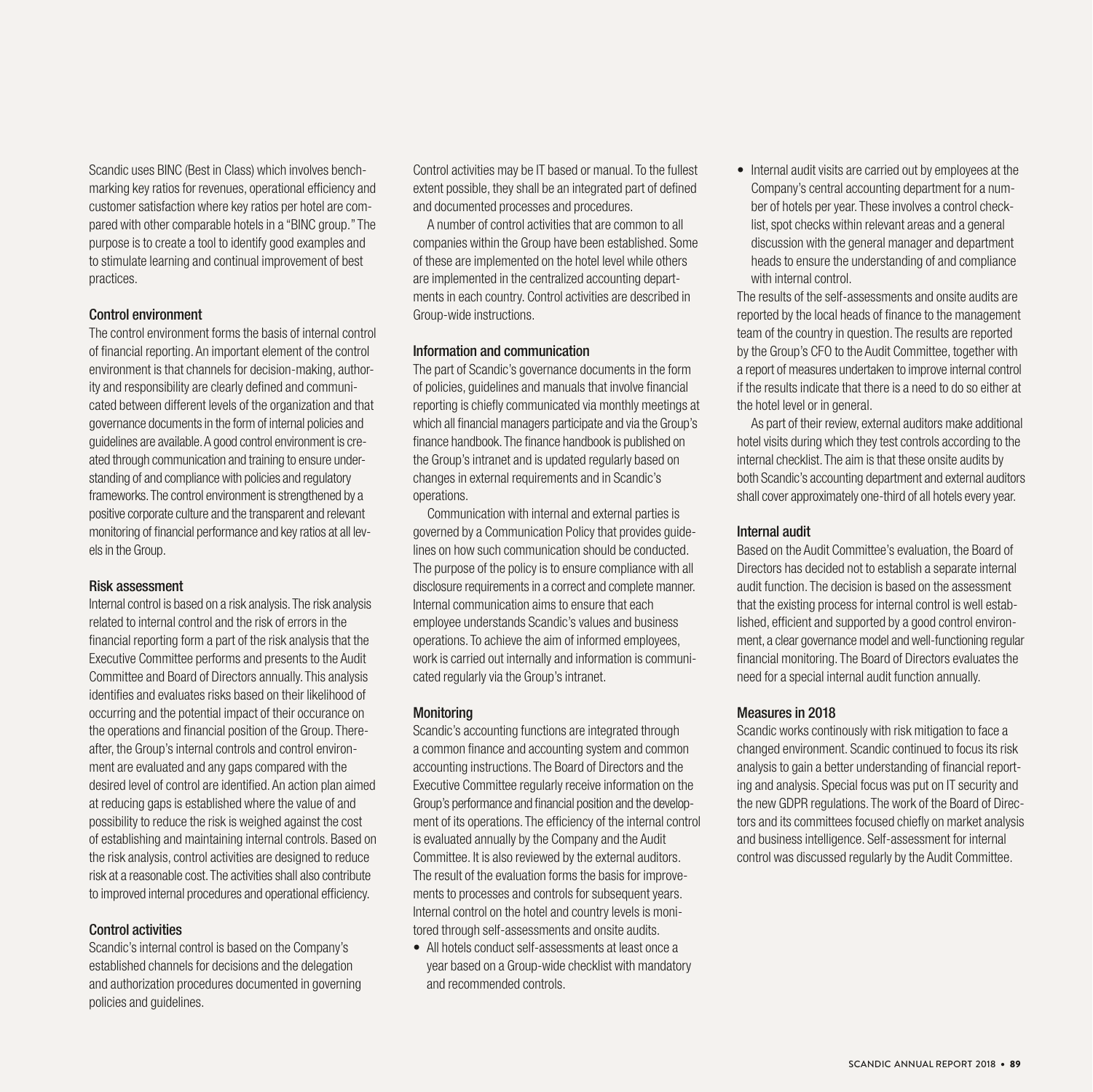Scandic uses BINC (Best in Class) which involves benchmarking key ratios for revenues, operational efficiency and customer satisfaction where key ratios per hotel are compared with other comparable hotels in a "BINC group." The purpose is to create a tool to identify good examples and to stimulate learning and continual improvement of best practices.

### Control environment

The control environment forms the basis of internal control of financial reporting. An important element of the control environment is that channels for decision-making, authority and responsibility are clearly defined and communicated between different levels of the organization and that governance documents in the form of internal policies and guidelines are available. A good control environment is created through communication and training to ensure understanding of and compliance with policies and regulatory frameworks. The control environment is strengthened by a positive corporate culture and the transparent and relevant monitoring of financial performance and key ratios at all levels in the Group.

### Risk assessment

Internal control is based on a risk analysis. The risk analysis related to internal control and the risk of errors in the financial reporting form a part of the risk analysis that the Executive Committee performs and presents to the Audit Committee and Board of Directors annually. This analysis identifies and evaluates risks based on their likelihood of occurring and the potential impact of their occurance on the operations and financial position of the Group. Thereafter, the Group's internal controls and control environment are evaluated and any gaps compared with the desired level of control are identified. An action plan aimed at reducing gaps is established where the value of and possibility to reduce the risk is weighed against the cost of establishing and maintaining internal controls. Based on the risk analysis, control activities are designed to reduce risk at a reasonable cost. The activities shall also contribute to improved internal procedures and operational efficiency.

### Control activities

Scandic's internal control is based on the Company's established channels for decisions and the delegation and authorization procedures documented in governing policies and guidelines.

Control activities may be IT based or manual. To the fullest extent possible, they shall be an integrated part of defined and documented processes and procedures.

A number of control activities that are common to all companies within the Group have been established. Some of these are implemented on the hotel level while others are implemented in the centralized accounting departments in each country. Control activities are described in Group-wide instructions.

### Information and communication

The part of Scandic's governance documents in the form of policies, guidelines and manuals that involve financial reporting is chiefly communicated via monthly meetings at which all financial managers participate and via the Group's finance handbook. The finance handbook is published on the Group's intranet and is updated regularly based on changes in external requirements and in Scandic's operations.

Communication with internal and external parties is governed by a Communication Policy that provides guidelines on how such communication should be conducted. The purpose of the policy is to ensure compliance with all disclosure requirements in a correct and complete manner. Internal communication aims to ensure that each employee understands Scandic's values and business operations. To achieve the aim of informed employees, work is carried out internally and information is communicated regularly via the Group's intranet.

### Monitoring

Scandic's accounting functions are integrated through a common finance and accounting system and common accounting instructions. The Board of Directors and the Executive Committee regularly receive information on the Group's performance and financial position and the development of its operations. The efficiency of the internal control is evaluated annually by the Company and the Audit Committee. It is also reviewed by the external auditors. The result of the evaluation forms the basis for improvements to processes and controls for subsequent years. Internal control on the hotel and country levels is monitored through self-assessments and onsite audits.

- All hotels conduct self-assessments at least once a year based on a Group-wide checklist with mandatory and recommended controls.
- Internal audit visits are carried out by employees at the Company's central accounting department for a number of hotels per year. These involves a control checklist, spot checks within relevant areas and a general discussion with the general manager and department heads to ensure the understanding of and compliance with internal control.

The results of the self-assessments and onsite audits are reported by the local heads of finance to the management team of the country in question. The results are reported by the Group's CFO to the Audit Committee, together with a report of measures undertaken to improve internal control if the results indicate that there is a need to do so either at the hotel level or in general.

As part of their review, external auditors make additional hotel visits during which they test controls according to the internal checklist. The aim is that these onsite audits by both Scandic's accounting department and external auditors shall cover approximately one-third of all hotels every year.

### Internal audit

Based on the Audit Committee's evaluation, the Board of Directors has decided not to establish a separate internal audit function. The decision is based on the assessment that the existing process for internal control is well established, efficient and supported by a good control environment, a clear governance model and well-functioning regular financial monitoring. The Board of Directors evaluates the need for a special internal audit function annually.

### Measures in 2018

Scandic works continously with risk mitigation to face a changed environment. Scandic continued to focus its risk analysis to gain a better understanding of financial reporting and analysis. Special focus was put on IT security and the new GDPR regulations. The work of the Board of Directors and its committees focused chiefly on market analysis and business intelligence. Self-assessment for internal control was discussed regularly by the Audit Committee.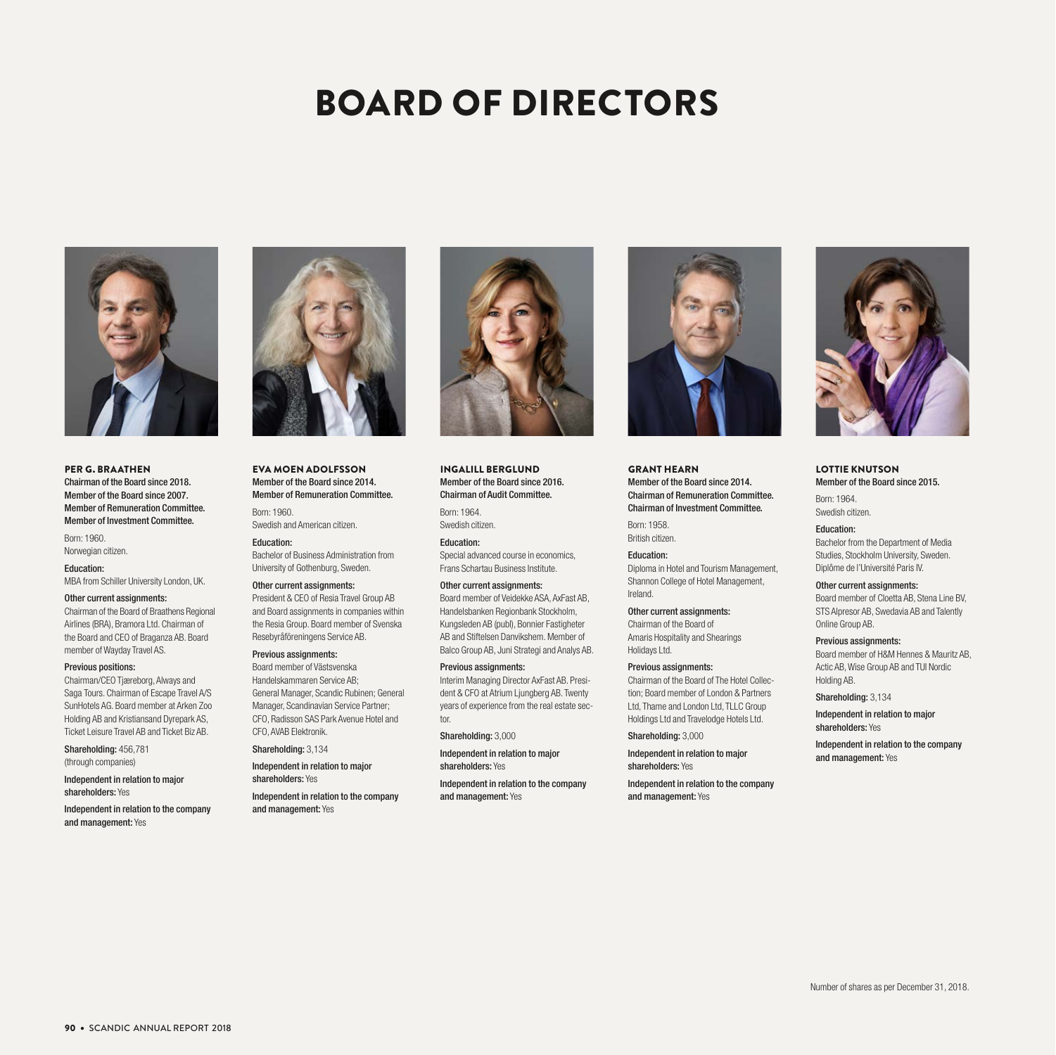# BOARD OF DIRECTORS

**PER G. BRAATHEN**
**Chairman of the Board since 2018. Member of the Board since 2007. Member of Remuneration Committee. Member of Investment Committee.**

Born: 1960.
Norwegian citizen.

**Education:**
MBA from Schiller University London, UK.

**Other current assignments:**
Chairman of the Board of Braathens Regional Airlines (BRA), Bramora Ltd. Chairman of the Board and CEO of Braganza AB. Board member of Wayday Travel AS.

**Previous positions:**
Chairman/CEO Tjæreborg, Always and Saga Tours. Chairman of Escape Travel A/S SunHotels AG. Board member at Arken Zoo Holding AB and Kristiansand Dyrepark AS, Ticket Leisure Travel AB and Ticket Biz AB.

**Shareholding:** 456,781 (through companies)

**Independent in relation to major shareholders:** Yes

**Independent in relation to the company and management:** Yes

**EVA MOEN ADOLFSSON**
**Member of the Board since 2014. Member of Remuneration Committee.**

Born: 1960.
Swedish and American citizen.

**Education:**
Bachelor of Business Administration from University of Gothenburg, Sweden.

**Other current assignments:**
President & CEO of Resia Travel Group AB and Board assignments in companies within the Resia Group. Board member of Svenska Resebyråföreningens Service AB.

**Previous assignments:**
Board member of Västsvenska Handelskammaren Service AB; General Manager, Scandic Rubinen; General Manager, Scandinavian Service Partner; CFO, Radisson SAS Park Avenue Hotel and CFO, AVAB Elektronik.

**Shareholding:** 3,134

**Independent in relation to major shareholders:** Yes

**Independent in relation to the company and management:** Yes

**INGALILL BERGLUND**
**Member of the Board since 2016. Chairman of Audit Committee.**

Born: 1964.
Swedish citizen.

**Education:**
Special advanced course in economics, Frans Schartau Business Institute.

**Other current assignments:**
Board member of Veidekke ASA, AxFast AB, Handelsbanken Regionbank Stockholm, Kungsleden AB (publ), Bonnier Fastigheter AB and Stiftelsen Danvikshem. Member of Balco Group AB, Juni Strategi and Analys AB.

**Previous assignments:**
Interim Managing Director AxFast AB. President & CFO at Atrium Ljungberg AB. Twenty years of experience from the real estate sector.

**Shareholding:** 3,000

**Independent in relation to major shareholders:** Yes

**Independent in relation to the company and management:** Yes

**GRANT HEARN**
**Member of the Board since 2014. Chairman of Remuneration Committee. Chairman of Investment Committee.**

Born: 1958.
British citizen.

**Education:**
Diploma in Hotel and Tourism Management, Shannon College of Hotel Management, Ireland.

**Other current assignments:**
Chairman of the Board of Amaris Hospitality and Shearings Holidays Ltd.

**Previous assignments:**
Chairman of the Board of The Hotel Collection; Board member of London & Partners Ltd, Thame and London Ltd, TLLC Group Holdings Ltd and Travelodge Hotels Ltd.

**Shareholding:** 3,000

**Independent in relation to major shareholders:** Yes

**Independent in relation to the company and management:** Yes

**LOTTIE KNUTSON**
**Member of the Board since 2015.**

Born: 1964.
Swedish citizen.

**Education:**
Bachelor from the Department of Media Studies, Stockholm University, Sweden. Diplôme de l'Université Paris IV.

**Other current assignments:**
Board member of Cloetta AB, Stena Line BV, STS Alpresor AB, Swedavia AB and Talently Online Group AB.

**Previous assignments:**
Board member of H&M Hennes & Mauritz AB, Actic AB, Wise Group AB and TUI Nordic Holding AB.

**Shareholding:** 3,134

**Independent in relation to major shareholders:** Yes

**Independent in relation to the company and management:** Yes

Number of shares as per December 31, 2018.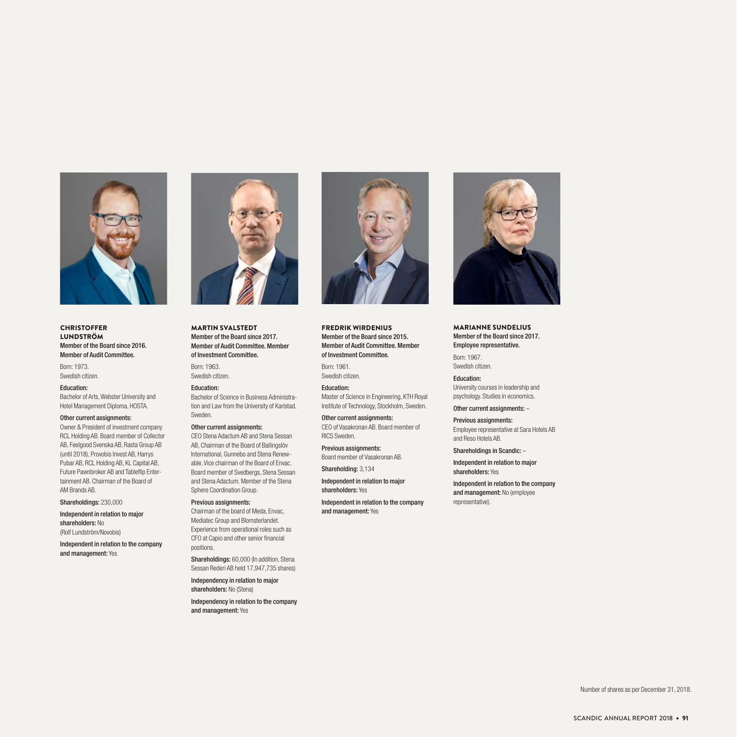### CHRISTOFFER LUNDSTRÖM

**Member of the Board since 2016. Member of Audit Committee.**

Born: 1973.
Swedish citizen.

**Education:**
Bachelor of Arts, Webster University and Hotel Management Diploma, HOSTA.

**Other current assignments:**
Owner & President of investment company RCL Holding AB. Board member of Collector AB, Feelgood Svenska AB, Rasta Group AB (until 2018), Provobis Invest AB, Harrys Pubar AB, RCL Holding AB, KL Capital AB, Future Pawnbroker AB and Tableflip Entertainment AB. Chairman of the Board of AM Brands AB.

**Shareholdings:** 230,000

**Independent in relation to major shareholders:** No (Rolf Lundström/Novobis)

**Independent in relation to the company and management:** Yes

### MARTIN SVALSTEDT

**Member of the Board since 2017. Member of Audit Committee. Member of Investment Committee.**

Born: 1963.
Swedish citizen.

**Education:**
Bachelor of Science in Business Administration and Law from the University of Karlstad, Sweden.

**Other current assignments:**
CEO Stena Adactum AB and Stena Sessan AB, Chairman of the Board of Ballingslöv International, Gunnebo and Stena Renewable. Vice chairman of the Board of Envac. Board member of Svedbergs, Stena Sessan and Stena Adactum. Member of the Stena Sphere Coordination Group.

**Previous assignments:**
Chairman of the board of Meda, Envac, Mediatec Group and Blomsterlandet. Experience from operational roles such as CFO at Capio and other senior financial positions.

**Shareholdings:** 60,000 (In addition, Stena Sessan Rederi AB held 17,947,735 shares)

**Independency in relation to major shareholders:** No (Stena)

**Independency in relation to the company and management:** Yes

### FREDRIK WIRDENIUS

**Member of the Board since 2015. Member of Audit Committee. Member of Investment Committee.**

Born: 1961.
Swedish citizen.

**Education:**
Master of Science in Engineering, KTH Royal Institute of Technology, Stockholm, Sweden.

**Other current assignments:**
CEO of Vasakronan AB. Board member of RICS Sweden.

**Previous assignments:**
Board member of Vasakronan AB.

**Shareholding:** 3,134

**Independent in relation to major shareholders:** Yes

**Independent in relation to the company and management:** Yes

### MARIANNE SUNDELIUS

**Member of the Board since 2017. Employee representative.**

Born: 1967.
Swedish citizen.

**Education:**
University courses in leadership and psychology. Studies in economics.

**Other current assignments:** –

**Previous assignments:**
Employee representative at Sara Hotels AB and Reso Hotels AB.

**Shareholdings in Scandic:** –

**Independent in relation to major shareholders:** Yes

**Independent in relation to the company and management:** No (employee representative).

Number of shares as per December 31, 2018.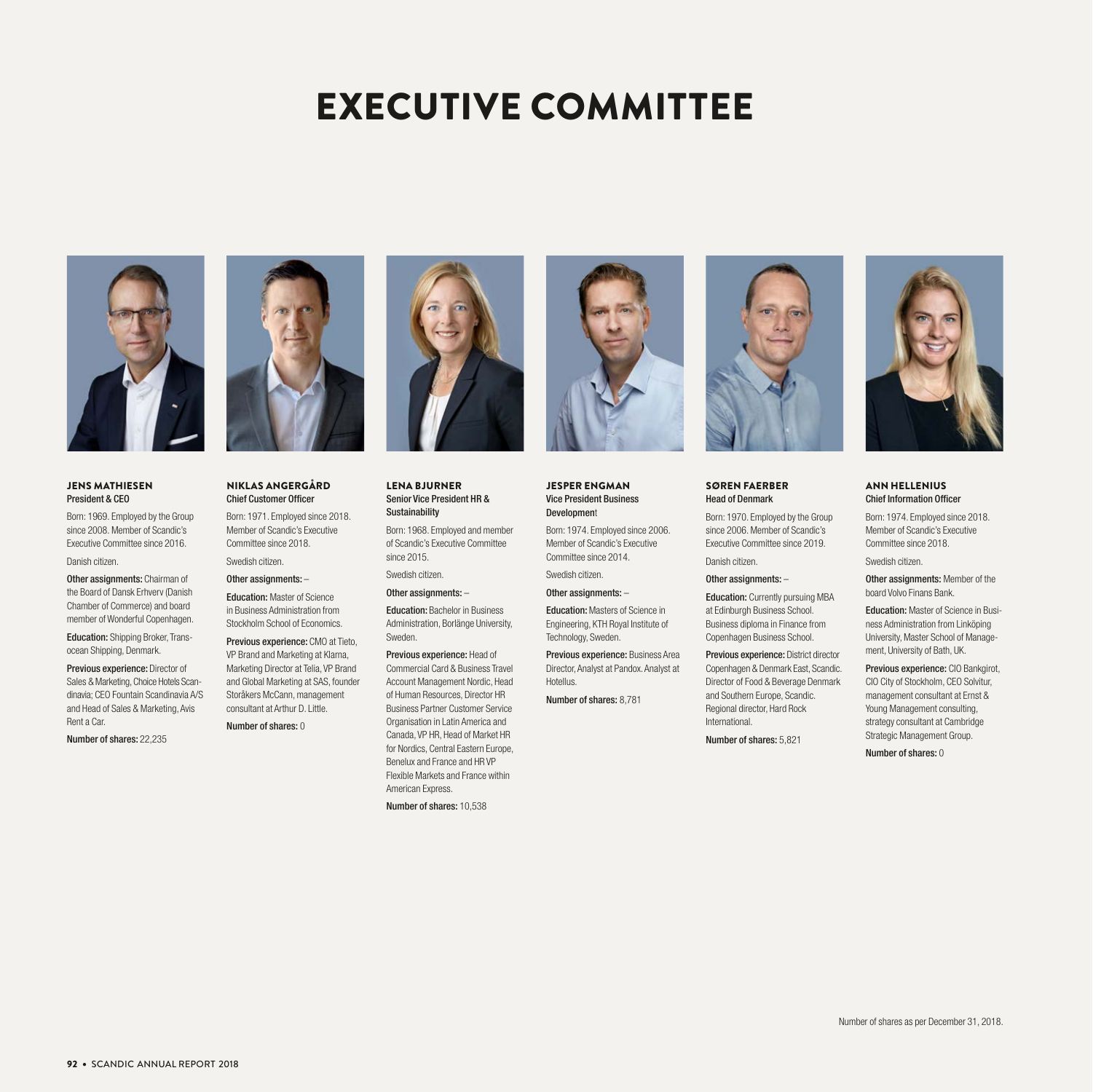# EXECUTIVE COMMITTEE

### JENS MATHIESEN
**President & CEO**

Born: 1969. Employed by the Group since 2008. Member of Scandic's Executive Committee since 2016.

Danish citizen.

**Other assignments:** Chairman of the Board of Dansk Erhverv (Danish Chamber of Commerce) and board member of Wonderful Copenhagen.

**Education:** Shipping Broker, Trans-ocean Shipping, Denmark.

**Previous experience:** Director of Sales & Marketing, Choice Hotels Scandinavia; CEO Fountain Scandinavia A/S and Head of Sales & Marketing, Avis Rent a Car.

**Number of shares:** 22,235

### NIKLAS ANGERGÅRD
**Chief Customer Officer**

Born: 1971. Employed since 2018. Member of Scandic's Executive Committee since 2018.

Swedish citizen.

**Other assignments:** –

**Education:** Master of Science in Business Administration from Stockholm School of Economics.

**Previous experience:** CMO at Tieto, VP Brand and Marketing at Klarna, Marketing Director at Telia, VP Brand and Global Marketing at SAS, founder Storåkers McCann, management consultant at Arthur D. Little.

**Number of shares:** 0

### LENA BJURNER
**Senior Vice President HR & Sustainability**

Born: 1968. Employed and member of Scandic's Executive Committee since 2015.

Swedish citizen.

**Other assignments:** –

**Education:** Bachelor in Business Administration, Borlänge University, Sweden.

**Previous experience:** Head of Commercial Card & Business Travel Account Management Nordic, Head of Human Resources, Director HR Business Partner Customer Service Organisation in Latin America and Canada, VP HR, Head of Market HR for Nordics, Central Eastern Europe, Benelux and France and HR VP Flexible Markets and France within American Express.

**Number of shares:** 10,538

### JESPER ENGMAN
**Vice President Business Development**

Born: 1974. Employed since 2006. Member of Scandic's Executive Committee since 2014.

Swedish citizen.

**Other assignments:** –

**Education:** Masters of Science in Engineering, KTH Royal Institute of Technology, Sweden.

**Previous experience:** Business Area Director, Analyst at Pandox. Analyst at Hotellus.

**Number of shares:** 8,781

### SØREN FAERBER
**Head of Denmark**

Born: 1970. Employed by the Group since 2006. Member of Scandic's Executive Committee since 2019.

Danish citizen.

**Other assignments:** –

**Education:** Currently pursuing MBA at Edinburgh Business School. Business diploma in Finance from Copenhagen Business School.

**Previous experience:** District director Copenhagen & Denmark East, Scandic. Director of Food & Beverage Denmark and Southern Europe, Scandic. Regional director, Hard Rock International.

**Number of shares:** 5,821

### ANN HELLENIUS
**Chief Information Officer**

Born: 1974. Employed since 2018. Member of Scandic's Executive Committee since 2018.

Swedish citizen.

**Other assignments:** Member of the board Volvo Finans Bank.

**Education:** Master of Science in Business Administration from Linköping University, Master School of Management, University of Bath, UK.

**Previous experience:** CIO Bankgirot, CIO City of Stockholm, CEO Solvitur, management consultant at Ernst & Young Management consulting, strategy consultant at Cambridge Strategic Management Group.

**Number of shares:** 0

Number of shares as per December 31, 2018.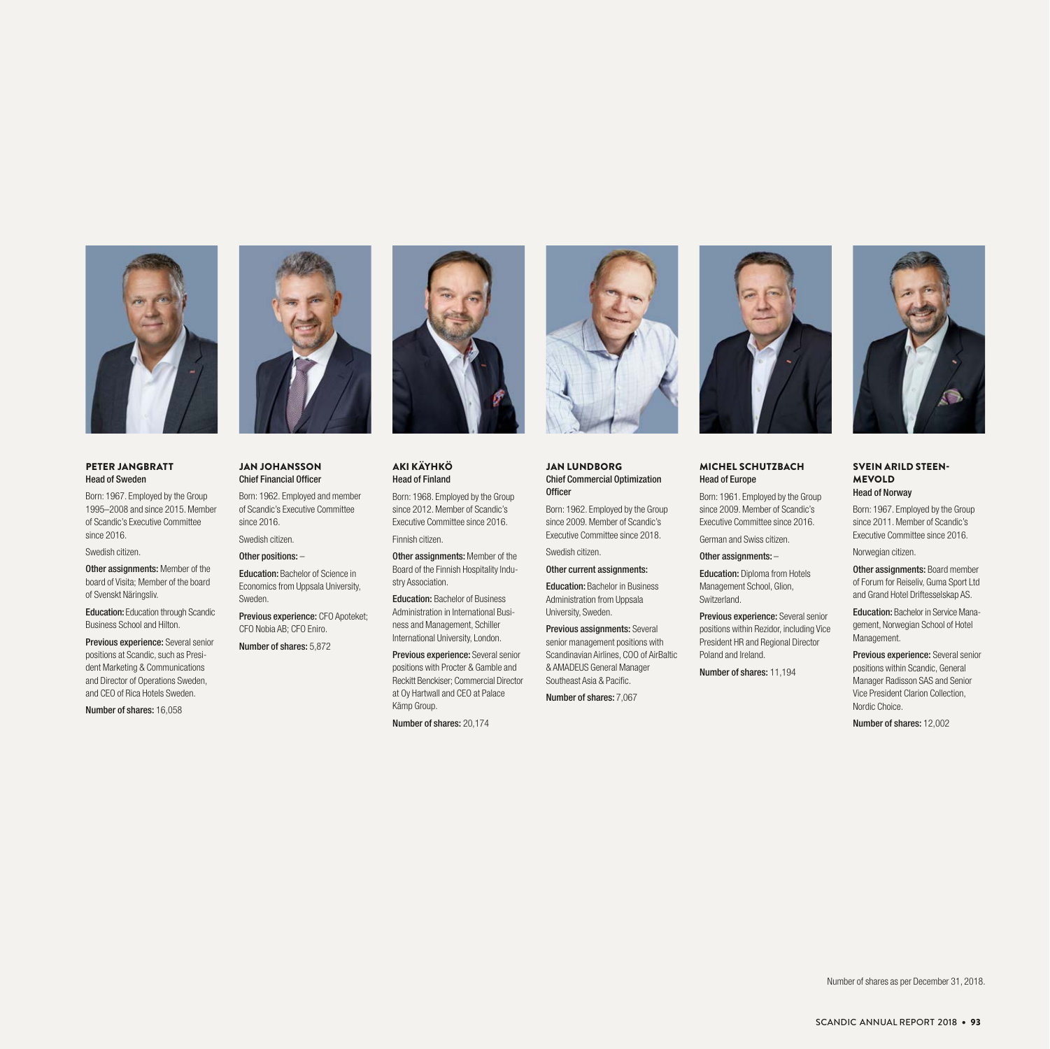### PETER JANGBRATT
**Head of Sweden**

Born: 1967. Employed by the Group 1995–2008 and since 2015. Member of Scandic's Executive Committee since 2016.

Swedish citizen.

**Other assignments:** Member of the board of Visita; Member of the board of Svenskt Näringsliv.

**Education:** Education through Scandic Business School and Hilton.

**Previous experience:** Several senior positions at Scandic, such as President Marketing & Communications and Director of Operations Sweden, and CEO of Rica Hotels Sweden.

**Number of shares:** 16,058

### JAN JOHANSSON
**Chief Financial Officer**

Born: 1962. Employed and member of Scandic's Executive Committee since 2016.

Swedish citizen.

**Other positions:** –

**Education:** Bachelor of Science in Economics from Uppsala University, Sweden.

**Previous experience:** CFO Apoteket; CFO Nobia AB; CFO Eniro.

**Number of shares:** 5,872

### AKI KÄYHKÖ
**Head of Finland**

Born: 1968. Employed by the Group since 2012. Member of Scandic's Executive Committee since 2016.

Finnish citizen.

**Other assignments:** Member of the Board of the Finnish Hospitality Industry Association.

**Education:** Bachelor of Business Administration in International Business and Management, Schiller International University, London.

**Previous experience:** Several senior positions with Procter & Gamble and Reckitt Benckiser; Commercial Director at Oy Hartwall and CEO at Palace Kämp Group.

**Number of shares:** 20,174

### JAN LUNDBORG
**Chief Commercial Optimization Officer**

Born: 1962. Employed by the Group since 2009. Member of Scandic's Executive Committee since 2018.

Swedish citizen.

**Other current assignments:**

**Education:** Bachelor in Business Administration from Uppsala University, Sweden.

**Previous assignments:** Several senior management positions with Scandinavian Airlines, COO of AirBaltic & AMADEUS General Manager Southeast Asia & Pacific.

**Number of shares:** 7,067

### MICHEL SCHUTZBACH
**Head of Europe**

Born: 1961. Employed by the Group since 2009. Member of Scandic's Executive Committee since 2016.

German and Swiss citizen.

**Other assignments:** –

**Education:** Diploma from Hotels Management School, Glion, Switzerland.

**Previous experience:** Several senior positions within Rezidor, including Vice President HR and Regional Director Poland and Ireland.

**Number of shares:** 11,194

### SVEIN ARILD STEEN-MEVOLD
**Head of Norway**

Born: 1967. Employed by the Group since 2011. Member of Scandic's Executive Committee since 2016.

Norwegian citizen.

**Other assignments:** Board member of Forum for Reiseliv, Guma Sport Ltd and Grand Hotel Driftesselskap AS.

**Education:** Bachelor in Service Management, Norwegian School of Hotel Management.

**Previous experience:** Several senior positions within Scandic, General Manager Radisson SAS and Senior Vice President Clarion Collection, Nordic Choice.

**Number of shares:** 12,002

Number of shares as per December 31, 2018.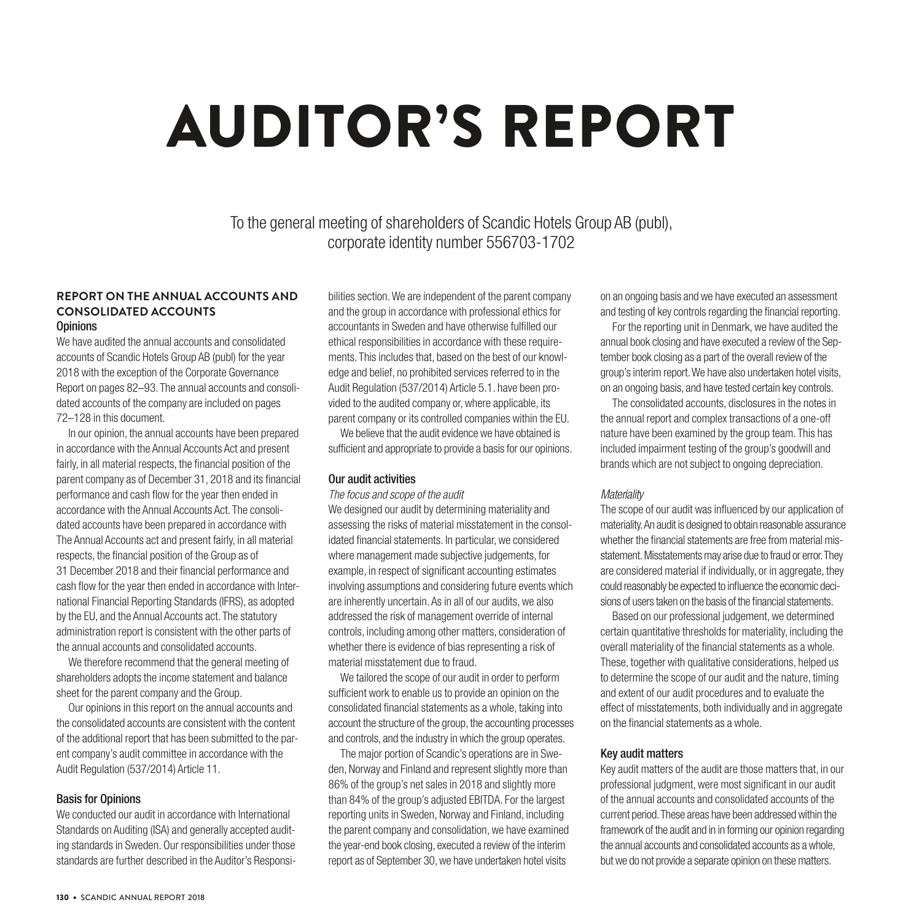# AUDITOR'S REPORT

To the general meeting of shareholders of Scandic Hotels Group AB (publ), corporate identity number 556703-1702

## REPORT ON THE ANNUAL ACCOUNTS AND CONSOLIDATED ACCOUNTS

### Opinions

We have audited the annual accounts and consolidated accounts of Scandic Hotels Group AB (publ) for the year 2018 with the exception of the Corporate Governance Report on pages 82–93. The annual accounts and consolidated accounts of the company are included on pages 72–128 in this document.

In our opinion, the annual accounts have been prepared in accordance with the Annual Accounts Act and present fairly, in all material respects, the financial position of the parent company as of December 31, 2018 and its financial performance and cash flow for the year then ended in accordance with the Annual Accounts Act. The consolidated accounts have been prepared in accordance with The Annual Accounts act and present fairly, in all material respects, the financial position of the Group as of 31 December 2018 and their financial performance and cash flow for the year then ended in accordance with International Financial Reporting Standards (IFRS), as adopted by the EU, and the Annual Accounts act. The statutory administration report is consistent with the other parts of the annual accounts and consolidated accounts.

We therefore recommend that the general meeting of shareholders adopts the income statement and balance sheet for the parent company and the Group.

Our opinions in this report on the annual accounts and the consolidated accounts are consistent with the content of the additional report that has been submitted to the parent company's audit committee in accordance with the Audit Regulation (537/2014) Article 11.

### Basis for Opinions

We conducted our audit in accordance with International Standards on Auditing (ISA) and generally accepted auditing standards in Sweden. Our responsibilities under those standards are further described in the Auditor's Responsibilities section. We are independent of the parent company and the group in accordance with professional ethics for accountants in Sweden and have otherwise fulfilled our ethical responsibilities in accordance with these requirements. This includes that, based on the best of our knowledge and belief, no prohibited services referred to in the Audit Regulation (537/2014) Article 5.1. have been provided to the audited company or, where applicable, its parent company or its controlled companies within the EU.

We believe that the audit evidence we have obtained is sufficient and appropriate to provide a basis for our opinions.

### Our audit activities

*The focus and scope of the audit*

We designed our audit by determining materiality and assessing the risks of material misstatement in the consolidated financial statements. In particular, we considered where management made subjective judgements, for example, in respect of significant accounting estimates involving assumptions and considering future events which are inherently uncertain. As in all of our audits, we also addressed the risk of management override of internal controls, including among other matters, consideration of whether there is evidence of bias representing a risk of material misstatement due to fraud.

We tailored the scope of our audit in order to perform sufficient work to enable us to provide an opinion on the consolidated financial statements as a whole, taking into account the structure of the group, the accounting processes and controls, and the industry in which the group operates.

The major portion of Scandic's operations are in Sweden, Norway and Finland and represent slightly more than 86% of the group's net sales in 2018 and slightly more than 84% of the group's adjusted EBITDA. For the largest reporting units in Sweden, Norway and Finland, including the parent company and consolidation, we have examined the year-end book closing, executed a review of the interim report as of September 30, we have undertaken hotel visits on an ongoing basis and we have executed an assessment and testing of key controls regarding the financial reporting.

For the reporting unit in Denmark, we have audited the annual book closing and have executed a review of the September book closing as a part of the overall review of the group's interim report. We have also undertaken hotel visits, on an ongoing basis, and have tested certain key controls.

The consolidated accounts, disclosures in the notes in the annual report and complex transactions of a one-off nature have been examined by the group team. This has included impairment testing of the group's goodwill and brands which are not subject to ongoing depreciation.

*Materiality*

The scope of our audit was influenced by our application of materiality. An audit is designed to obtain reasonable assurance whether the financial statements are free from material misstatement. Misstatements may arise due to fraud or error. They are considered material if individually, or in aggregate, they could reasonably be expected to influence the economic decisions of users taken on the basis of the financial statements.

Based on our professional judgement, we determined certain quantitative thresholds for materiality, including the overall materiality of the financial statements as a whole. These, together with qualitative considerations, helped us to determine the scope of our audit and the nature, timing and extent of our audit procedures and to evaluate the effect of misstatements, both individually and in aggregate on the financial statements as a whole.

### Key audit matters

Key audit matters of the audit are those matters that, in our professional judgment, were most significant in our audit of the annual accounts and consolidated accounts of the current period. These areas have been addressed within the framework of the audit and in in forming our opinion regarding the annual accounts and consolidated accounts as a whole, but we do not provide a separate opinion on these matters.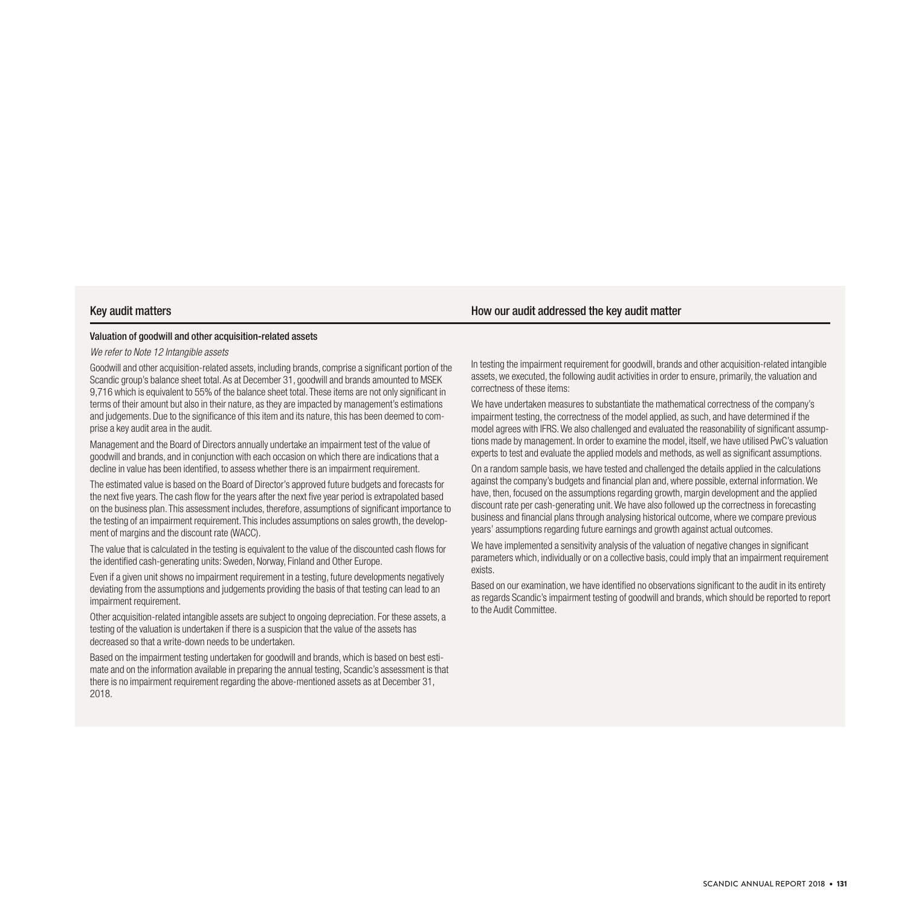| Key audit matters | How our audit addressed the key audit matter |
|---|---|

### Valuation of goodwill and other acquisition-related assets

*We refer to Note 12 Intangible assets*

Goodwill and other acquisition-related assets, including brands, comprise a significant portion of the Scandic group's balance sheet total. As at December 31, goodwill and brands amounted to MSEK 9,716 which is equivalent to 55% of the balance sheet total. These items are not only significant in terms of their amount but also in their nature, as they are impacted by management's estimations and judgements. Due to the significance of this item and its nature, this has been deemed to comprise a key audit area in the audit.

Management and the Board of Directors annually undertake an impairment test of the value of goodwill and brands, and in conjunction with each occasion on which there are indications that a decline in value has been identified, to assess whether there is an impairment requirement.

The estimated value is based on the Board of Director's approved future budgets and forecasts for the next five years. The cash flow for the years after the next five year period is extrapolated based on the business plan. This assessment includes, therefore, assumptions of significant importance to the testing of an impairment requirement. This includes assumptions on sales growth, the development of margins and the discount rate (WACC).

The value that is calculated in the testing is equivalent to the value of the discounted cash flows for the identified cash-generating units: Sweden, Norway, Finland and Other Europe.

Even if a given unit shows no impairment requirement in a testing, future developments negatively deviating from the assumptions and judgements providing the basis of that testing can lead to an impairment requirement.

Other acquisition-related intangible assets are subject to ongoing depreciation. For these assets, a testing of the valuation is undertaken if there is a suspicion that the value of the assets has decreased so that a write-down needs to be undertaken.

Based on the impairment testing undertaken for goodwill and brands, which is based on best estimate and on the information available in preparing the annual testing, Scandic's assessment is that there is no impairment requirement regarding the above-mentioned assets as at December 31, 2018.

In testing the impairment requirement for goodwill, brands and other acquisition-related intangible assets, we executed, the following audit activities in order to ensure, primarily, the valuation and correctness of these items:

We have undertaken measures to substantiate the mathematical correctness of the company's impairment testing, the correctness of the model applied, as such, and have determined if the model agrees with IFRS. We also challenged and evaluated the reasonability of significant assumptions made by management. In order to examine the model, itself, we have utilised PwC's valuation experts to test and evaluate the applied models and methods, as well as significant assumptions.

On a random sample basis, we have tested and challenged the details applied in the calculations against the company's budgets and financial plan and, where possible, external information. We have, then, focused on the assumptions regarding growth, margin development and the applied discount rate per cash-generating unit. We have also followed up the correctness in forecasting business and financial plans through analysing historical outcome, where we compare previous years' assumptions regarding future earnings and growth against actual outcomes.

We have implemented a sensitivity analysis of the valuation of negative changes in significant parameters which, individually or on a collective basis, could imply that an impairment requirement exists.

Based on our examination, we have identified no observations significant to the audit in its entirety as regards Scandic's impairment testing of goodwill and brands, which should be reported to report to the Audit Committee.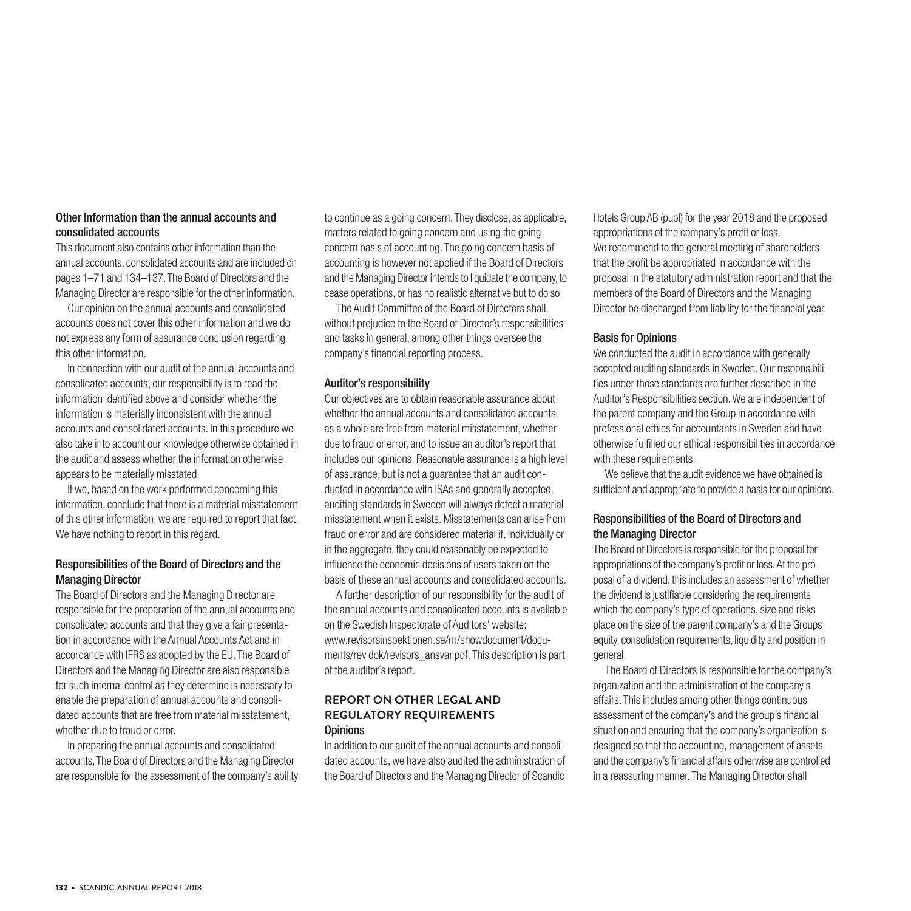### Other Information than the annual accounts and consolidated accounts

This document also contains other information than the annual accounts, consolidated accounts and are included on pages 1–71 and 134–137. The Board of Directors and the Managing Director are responsible for the other information.

Our opinion on the annual accounts and consolidated accounts does not cover this other information and we do not express any form of assurance conclusion regarding this other information.

In connection with our audit of the annual accounts and consolidated accounts, our responsibility is to read the information identified above and consider whether the information is materially inconsistent with the annual accounts and consolidated accounts. In this procedure we also take into account our knowledge otherwise obtained in the audit and assess whether the information otherwise appears to be materially misstated.

If we, based on the work performed concerning this information, conclude that there is a material misstatement of this other information, we are required to report that fact. We have nothing to report in this regard.

### Responsibilities of the Board of Directors and the Managing Director

The Board of Directors and the Managing Director are responsible for the preparation of the annual accounts and consolidated accounts and that they give a fair presentation in accordance with the Annual Accounts Act and in accordance with IFRS as adopted by the EU. The Board of Directors and the Managing Director are also responsible for such internal control as they determine is necessary to enable the preparation of annual accounts and consolidated accounts that are free from material misstatement, whether due to fraud or error.

In preparing the annual accounts and consolidated accounts, The Board of Directors and the Managing Director are responsible for the assessment of the company's ability to continue as a going concern. They disclose, as applicable, matters related to going concern and using the going concern basis of accounting. The going concern basis of accounting is however not applied if the Board of Directors and the Managing Director intends to liquidate the company, to cease operations, or has no realistic alternative but to do so.

The Audit Committee of the Board of Directors shall, without prejudice to the Board of Director's responsibilities and tasks in general, among other things oversee the company's financial reporting process.

### Auditor's responsibility

Our objectives are to obtain reasonable assurance about whether the annual accounts and consolidated accounts as a whole are free from material misstatement, whether due to fraud or error, and to issue an auditor's report that includes our opinions. Reasonable assurance is a high level of assurance, but is not a guarantee that an audit conducted in accordance with ISAs and generally accepted auditing standards in Sweden will always detect a material misstatement when it exists. Misstatements can arise from fraud or error and are considered material if, individually or in the aggregate, they could reasonably be expected to influence the economic decisions of users taken on the basis of these annual accounts and consolidated accounts.

A further description of our responsibility for the audit of the annual accounts and consolidated accounts is available on the Swedish Inspectorate of Auditors' website: www.revisorsinspektionen.se/rn/showdocument/documents/rev dok/revisors_ansvar.pdf. This description is part of the auditor´s report.

## REPORT ON OTHER LEGAL AND REGULATORY REQUIREMENTS

### Opinions

In addition to our audit of the annual accounts and consolidated accounts, we have also audited the administration of the Board of Directors and the Managing Director of Scandic Hotels Group AB (publ) for the year 2018 and the proposed appropriations of the company's profit or loss.
We recommend to the general meeting of shareholders that the profit be appropriated in accordance with the proposal in the statutory administration report and that the members of the Board of Directors and the Managing Director be discharged from liability for the financial year.

### Basis for Opinions

We conducted the audit in accordance with generally accepted auditing standards in Sweden. Our responsibilities under those standards are further described in the Auditor's Responsibilities section. We are independent of the parent company and the Group in accordance with professional ethics for accountants in Sweden and have otherwise fulfilled our ethical responsibilities in accordance with these requirements.

We believe that the audit evidence we have obtained is sufficient and appropriate to provide a basis for our opinions.

### Responsibilities of the Board of Directors and the Managing Director

The Board of Directors is responsible for the proposal for appropriations of the company's profit or loss. At the proposal of a dividend, this includes an assessment of whether the dividend is justifiable considering the requirements which the company's type of operations, size and risks place on the size of the parent company's and the Groups equity, consolidation requirements, liquidity and position in general.

The Board of Directors is responsible for the company's organization and the administration of the company's affairs. This includes among other things continuous assessment of the company's and the group's financial situation and ensuring that the company's organization is designed so that the accounting, management of assets and the company's financial affairs otherwise are controlled in a reassuring manner. The Managing Director shall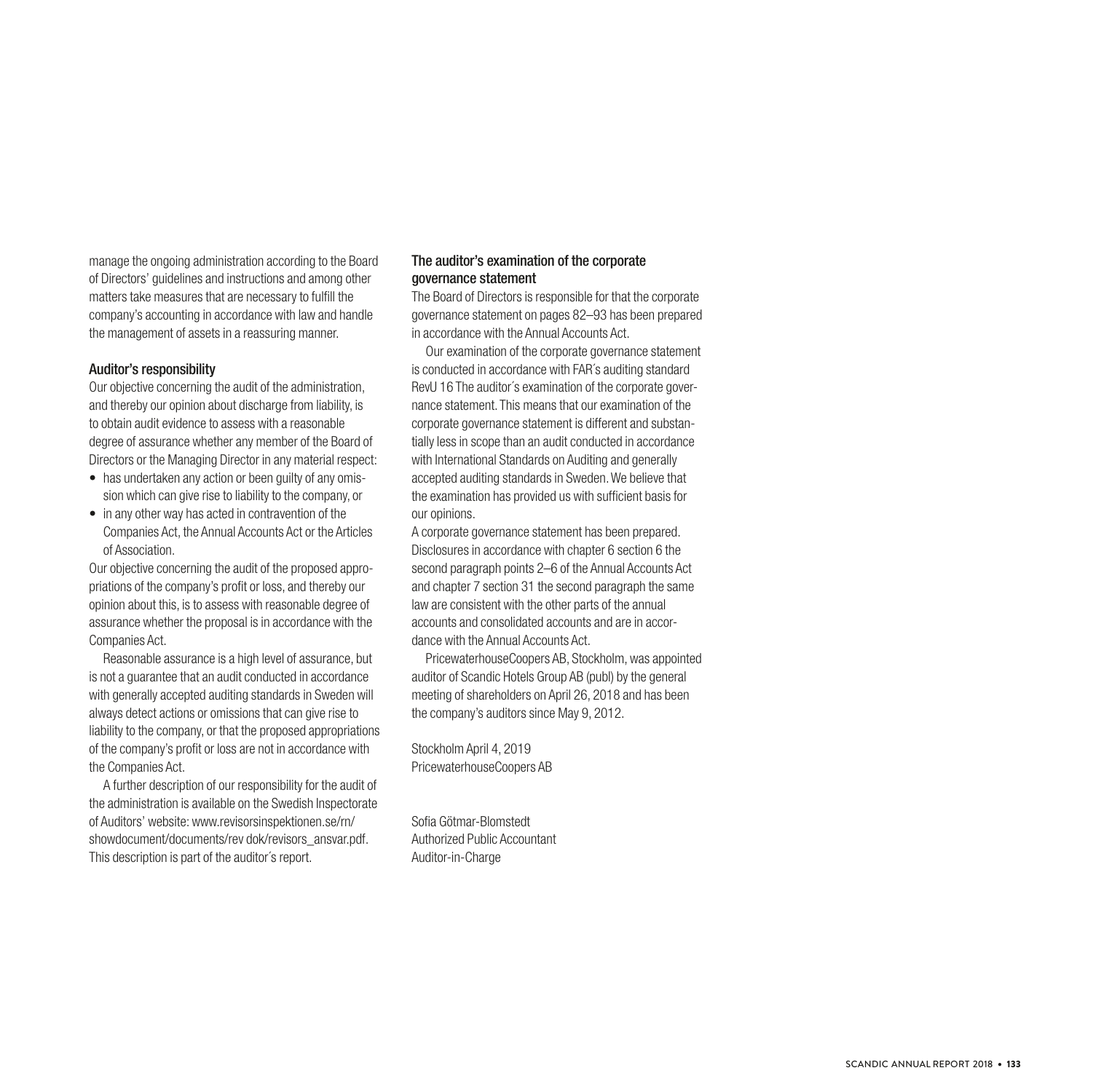manage the ongoing administration according to the Board of Directors' guidelines and instructions and among other matters take measures that are necessary to fulfill the company's accounting in accordance with law and handle the management of assets in a reassuring manner.

### Auditor's responsibility

Our objective concerning the audit of the administration, and thereby our opinion about discharge from liability, is to obtain audit evidence to assess with a reasonable degree of assurance whether any member of the Board of Directors or the Managing Director in any material respect:

- has undertaken any action or been guilty of any omission which can give rise to liability to the company, or
- in any other way has acted in contravention of the Companies Act, the Annual Accounts Act or the Articles of Association.

Our objective concerning the audit of the proposed appropriations of the company's profit or loss, and thereby our opinion about this, is to assess with reasonable degree of assurance whether the proposal is in accordance with the Companies Act.

Reasonable assurance is a high level of assurance, but is not a guarantee that an audit conducted in accordance with generally accepted auditing standards in Sweden will always detect actions or omissions that can give rise to liability to the company, or that the proposed appropriations of the company's profit or loss are not in accordance with the Companies Act.

A further description of our responsibility for the audit of the administration is available on the Swedish Inspectorate of Auditors' website: www.revisorsinspektionen.se/rn/showdocument/documents/rev dok/revisors_ansvar.pdf. This description is part of the auditor´s report.

### The auditor's examination of the corporate governance statement

The Board of Directors is responsible for that the corporate governance statement on pages 82–93 has been prepared in accordance with the Annual Accounts Act.

Our examination of the corporate governance statement is conducted in accordance with FAR´s auditing standard RevU 16 The auditor´s examination of the corporate governance statement. This means that our examination of the corporate governance statement is different and substantially less in scope than an audit conducted in accordance with International Standards on Auditing and generally accepted auditing standards in Sweden. We believe that the examination has provided us with sufficient basis for our opinions.

A corporate governance statement has been prepared. Disclosures in accordance with chapter 6 section 6 the second paragraph points 2–6 of the Annual Accounts Act and chapter 7 section 31 the second paragraph the same law are consistent with the other parts of the annual accounts and consolidated accounts and are in accordance with the Annual Accounts Act.

PricewaterhouseCoopers AB, Stockholm, was appointed auditor of Scandic Hotels Group AB (publ) by the general meeting of shareholders on April 26, 2018 and has been the company's auditors since May 9, 2012.

Stockholm April 4, 2019
PricewaterhouseCoopers AB

Sofia Götmar-Blomstedt
Authorized Public Accountant
Auditor-in-Charge